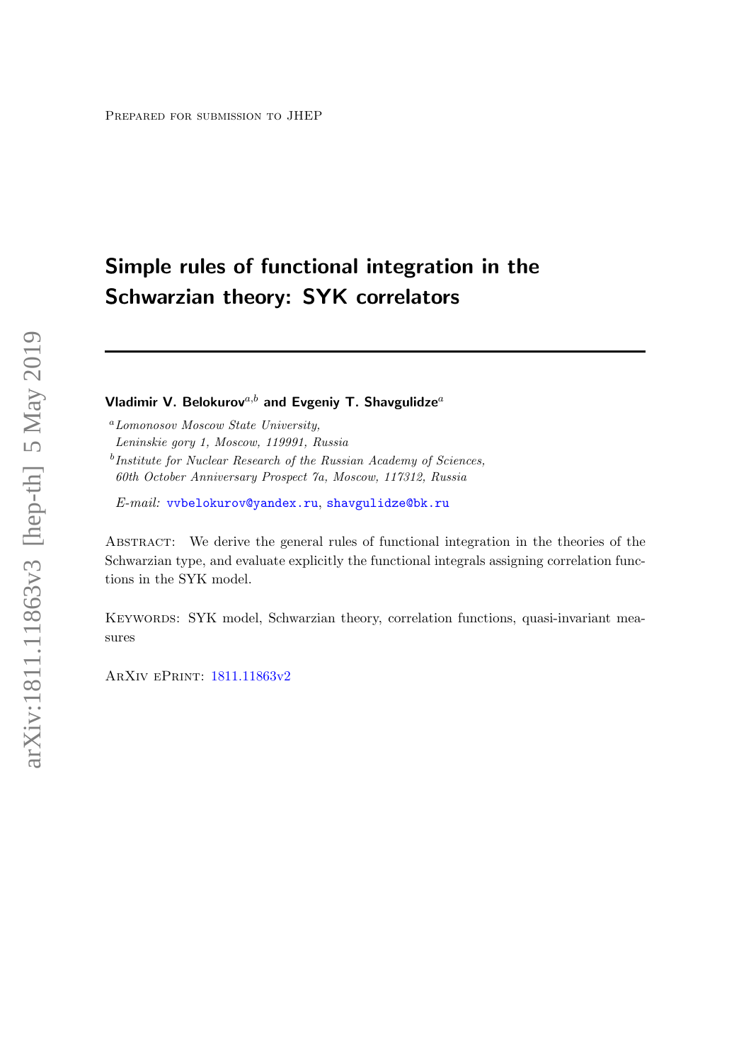Prepared for submission to JHEP

# Simple rules of functional integration in the Schwarzian theory: SYK correlators

**Vladimir V. Belokurov**[a,b] **and Evgeniy T. Shavgulidze**[a]

[a] *Lomonosov Moscow State University, Leninskie gory 1, Moscow, 119991, Russia*

[b] *Institute for Nuclear Research of the Russian Academy of Sciences, 60th October Anniversary Prospect 7a, Moscow, 117312, Russia*

*E-mail:* vvbelokurov@yandex.ru, shavgulidze@bk.ru

Abstract: We derive the general rules of functional integration in the theories of the Schwarzian type, and evaluate explicitly the functional integrals assigning correlation functions in the SYK model.

Keywords: SYK model, Schwarzian theory, correlation functions, quasi-invariant measures

ArXiv ePrint: 1811.11863v2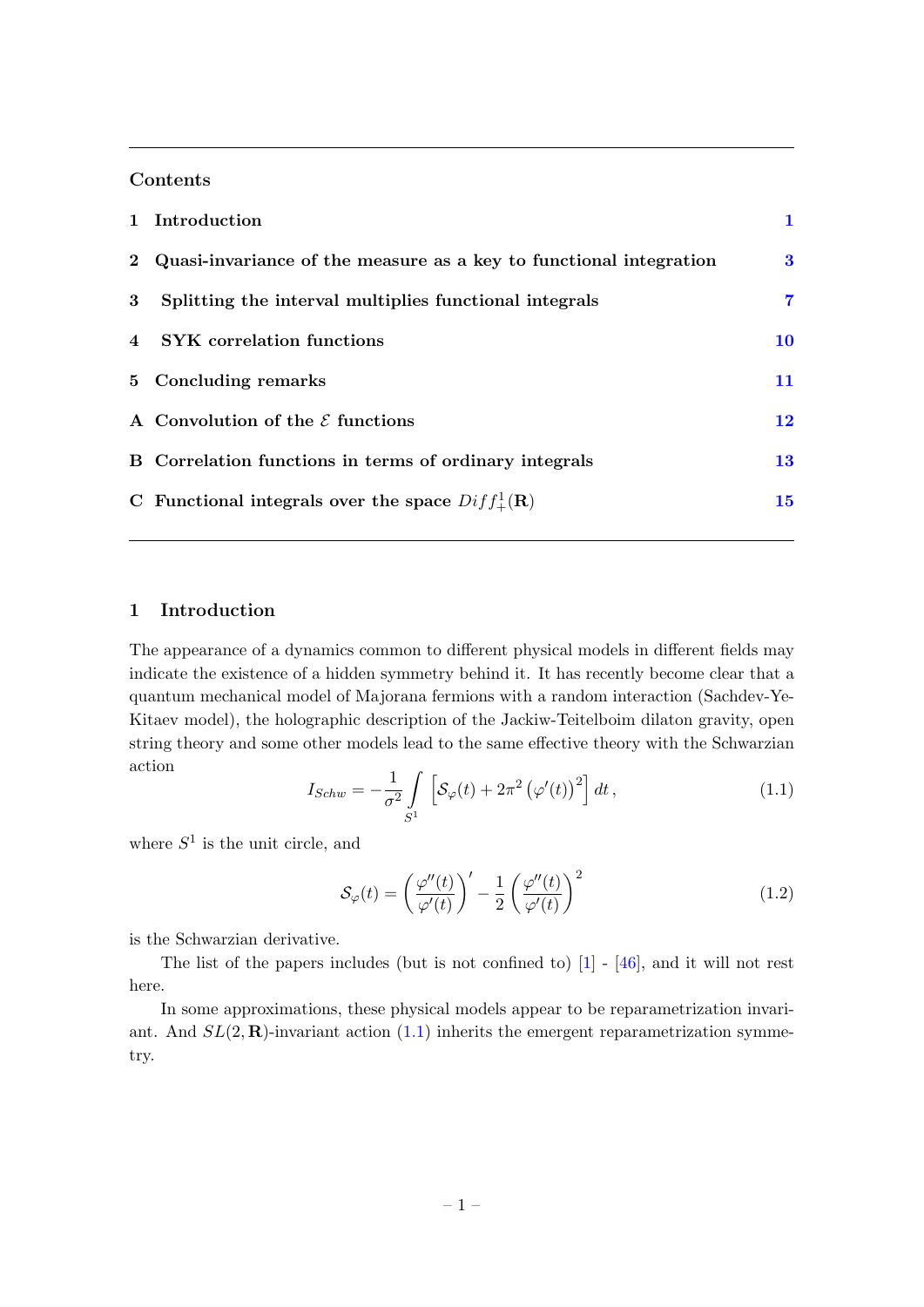## Contents

1 Introduction 1

2 Quasi-invariance of the measure as a key to functional integration 3

3 Splitting the interval multiplies functional integrals 7

4 SYK correlation functions 10

5 Concluding remarks 11

A Convolution of the $\mathcal{E}$ functions 12

B Correlation functions in terms of ordinary integrals 13

C Functional integrals over the space $Diff_+^1(\mathbf{R})$ 15

# 1 Introduction

The appearance of a dynamics common to different physical models in different fields may indicate the existence of a hidden symmetry behind it. It has recently become clear that a quantum mechanical model of Majorana fermions with a random interaction (Sachdev-Ye-Kitaev model), the holographic description of the Jackiw-Teitelboim dilaton gravity, open string theory and some other models lead to the same effective theory with the Schwarzian action

$$I_{Schw} = -\frac{1}{\sigma^2} \int\limits_{S^1} \left[ \mathcal{S}_\varphi(t) + 2\pi^2 \left(\varphi'(t)\right)^2 \right] dt\,, \tag{1.1}$$

where $S^1$ is the unit circle, and

$$\mathcal{S}_\varphi(t) = \left(\frac{\varphi''(t)}{\varphi'(t)}\right)' - \frac{1}{2}\left(\frac{\varphi''(t)}{\varphi'(t)}\right)^2 \tag{1.2}$$

is the Schwarzian derivative.

The list of the papers includes (but is not confined to) [1] - [46], and it will not rest here.

In some approximations, these physical models appear to be reparametrization invariant. And $SL(2,\mathbf{R})$-invariant action (1.1) inherits the emergent reparametrization symmetry.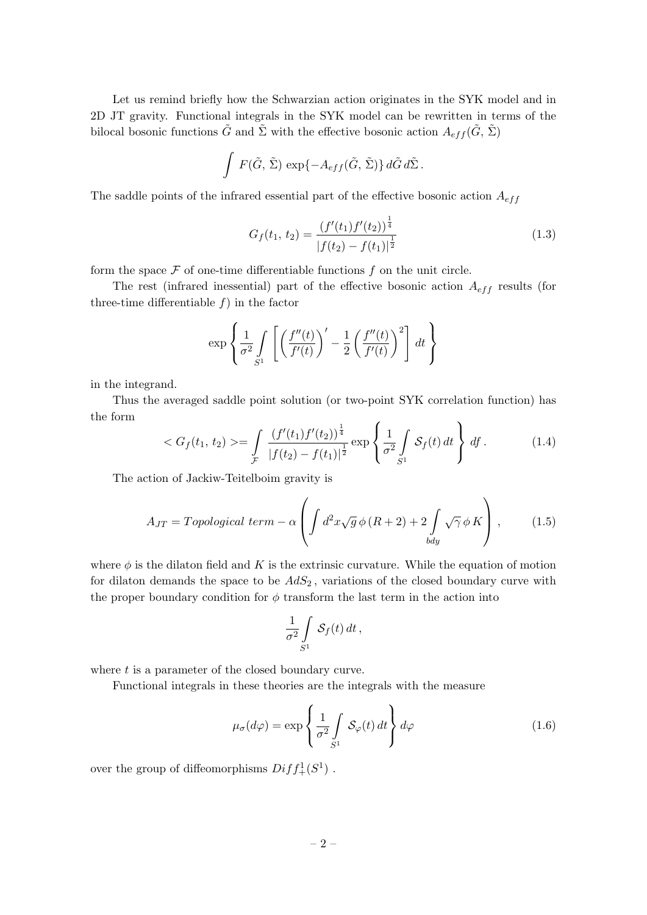Let us remind briefly how the Schwarzian action originates in the SYK model and in 2D JT gravity. Functional integrals in the SYK model can be rewritten in terms of the bilocal bosonic functions $\tilde{G}$ and $\tilde{\Sigma}$ with the effective bosonic action $A_{eff}(\tilde{G}, \tilde{\Sigma})$

$$\int F(\tilde{G}, \tilde{\Sigma}) \exp\{-A_{eff}(\tilde{G}, \tilde{\Sigma})\} \, d\tilde{G} \, d\tilde{\Sigma} \, .$$

The saddle points of the infrared essential part of the effective bosonic action $A_{eff}$

$$G_f(t_1, t_2) = \frac{(f'(t_1)f'(t_2))^{\frac{1}{4}}}{|f(t_2) - f(t_1)|^{\frac{1}{2}}} \tag{1.3}$$

form the space $\mathcal{F}$ of one-time differentiable functions $f$ on the unit circle.

The rest (infrared inessential) part of the effective bosonic action $A_{eff}$ results (for three-time differentiable $f$) in the factor

$$\exp\left\{ \frac{1}{\sigma^2} \int\limits_{S^1} \left[ \left( \frac{f''(t)}{f'(t)} \right)' - \frac{1}{2} \left( \frac{f''(t)}{f'(t)} \right)^2 \right] dt \right\}$$

in the integrand.

Thus the averaged saddle point solution (or two-point SYK correlation function) has the form

$$< G_f(t_1, t_2) >= \int\limits_{\mathcal{F}} \frac{(f'(t_1)f'(t_2))^{\frac{1}{4}}}{|f(t_2) - f(t_1)|^{\frac{1}{2}}} \exp\left\{ \frac{1}{\sigma^2} \int\limits_{S^1} \mathcal{S}_f(t) \, dt \right\} df \, . \tag{1.4}$$

The action of Jackiw-Teitelboim gravity is

$$A_{JT} = Topological \ term - \alpha \left( \int d^2x \sqrt{g} \, \phi \, (R+2) + 2 \int\limits_{bdy} \sqrt{\gamma} \, \phi \, K \right) , \tag{1.5}$$

where $\phi$ is the dilaton field and $K$ is the extrinsic curvature. While the equation of motion for dilaton demands the space to be $AdS_2$, variations of the closed boundary curve with the proper boundary condition for $\phi$ transform the last term in the action into

$$\frac{1}{\sigma^2} \int\limits_{S^1} \mathcal{S}_f(t) \, dt \, ,$$

where $t$ is a parameter of the closed boundary curve.

Functional integrals in these theories are the integrals with the measure

$$\mu_\sigma(d\varphi) = \exp\left\{ \frac{1}{\sigma^2} \int\limits_{S^1} \mathcal{S}_\varphi(t) \, dt \right\} d\varphi \tag{1.6}$$

over the group of diffeomorphisms $Diff_+^1(S^1)$ .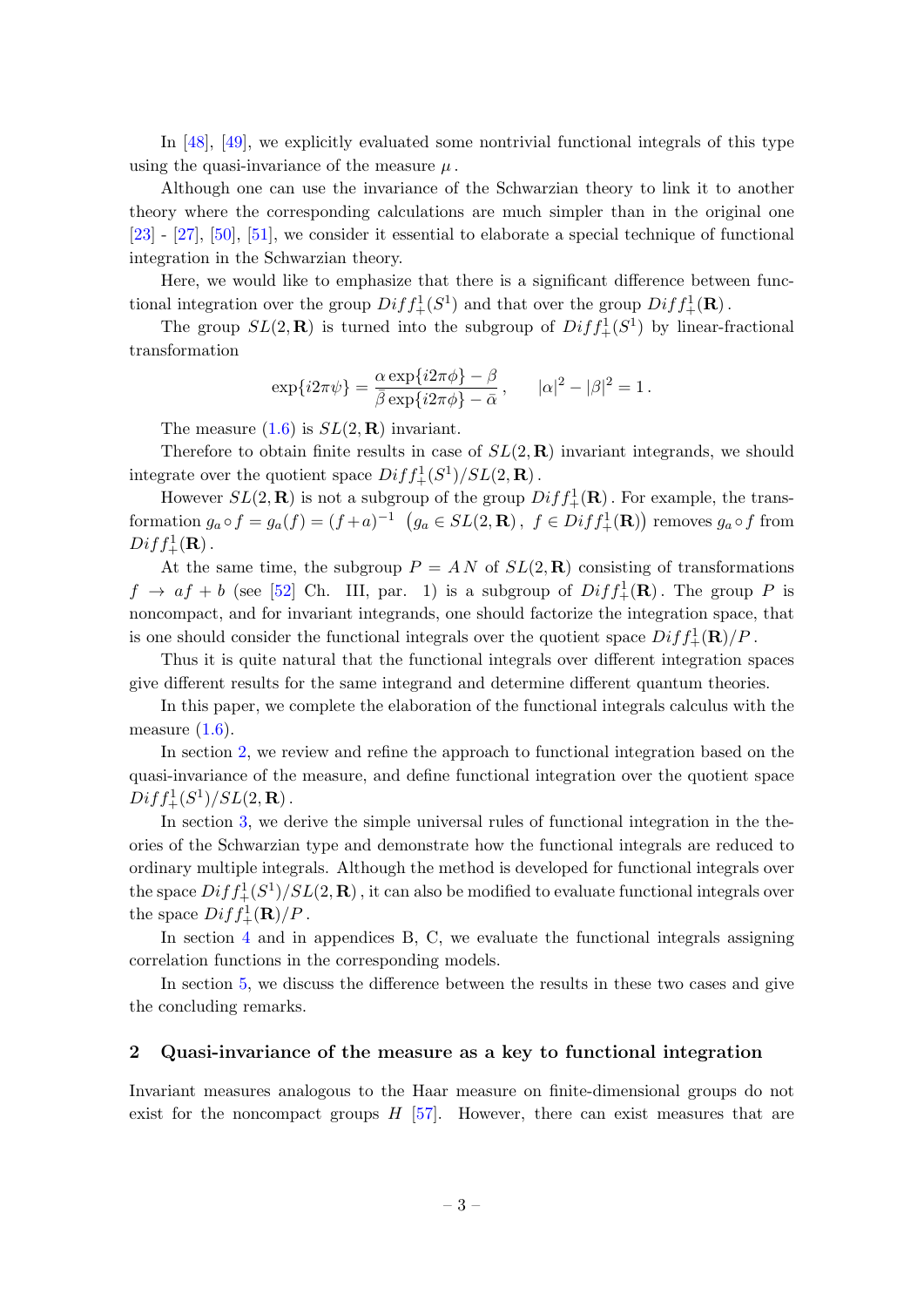In [48], [49], we explicitly evaluated some nontrivial functional integrals of this type using the quasi-invariance of the measure $\mu$.

Although one can use the invariance of the Schwarzian theory to link it to another theory where the corresponding calculations are much simpler than in the original one [23] - [27], [50], [51], we consider it essential to elaborate a special technique of functional integration in the Schwarzian theory.

Here, we would like to emphasize that there is a significant difference between functional integration over the group $Diff_+^1(S^1)$ and that over the group $Diff_+^1(\mathbf{R})$.

The group $SL(2,\mathbf{R})$ is turned into the subgroup of $Diff_+^1(S^1)$ by linear-fractional transformation

$$\exp\{i2\pi\psi\} = \frac{\alpha \exp\{i2\pi\phi\} - \beta}{\bar{\beta}\exp\{i2\pi\phi\} - \bar{\alpha}}, \qquad |\alpha|^2 - |\beta|^2 = 1\,.$$

The measure (1.6) is $SL(2,\mathbf{R})$ invariant.

Therefore to obtain finite results in case of $SL(2,\mathbf{R})$ invariant integrands, we should integrate over the quotient space $Diff_+^1(S^1)/SL(2,\mathbf{R})$.

However $SL(2,\mathbf{R})$ is not a subgroup of the group $Diff_+^1(\mathbf{R})$. For example, the transformation $g_a \circ f = g_a(f) = (f+a)^{-1}$ $\big(g_a \in SL(2,\mathbf{R}),\ f \in Diff_+^1(\mathbf{R})\big)$ removes $g_a \circ f$ from $Diff_+^1(\mathbf{R})$.

At the same time, the subgroup $P = A\,N$ of $SL(2,\mathbf{R})$ consisting of transformations $f \to af + b$ (see [52] Ch. III, par. 1) is a subgroup of $Diff_+^1(\mathbf{R})$. The group $P$ is noncompact, and for invariant integrands, one should factorize the integration space, that is one should consider the functional integrals over the quotient space $Diff_+^1(\mathbf{R})/P$.

Thus it is quite natural that the functional integrals over different integration spaces give different results for the same integrand and determine different quantum theories.

In this paper, we complete the elaboration of the functional integrals calculus with the measure (1.6).

In section 2, we review and refine the approach to functional integration based on the quasi-invariance of the measure, and define functional integration over the quotient space $Diff_+^1(S^1)/SL(2,\mathbf{R})$.

In section 3, we derive the simple universal rules of functional integration in the theories of the Schwarzian type and demonstrate how the functional integrals are reduced to ordinary multiple integrals. Although the method is developed for functional integrals over the space $Diff_+^1(S^1)/SL(2,\mathbf{R})$, it can also be modified to evaluate functional integrals over the space $Diff_+^1(\mathbf{R})/P$.

In section 4 and in appendices B, C, we evaluate the functional integrals assigning correlation functions in the corresponding models.

In section 5, we discuss the difference between the results in these two cases and give the concluding remarks.

## 2 Quasi-invariance of the measure as a key to functional integration

Invariant measures analogous to the Haar measure on finite-dimensional groups do not exist for the noncompact groups $H$ [57]. However, there can exist measures that are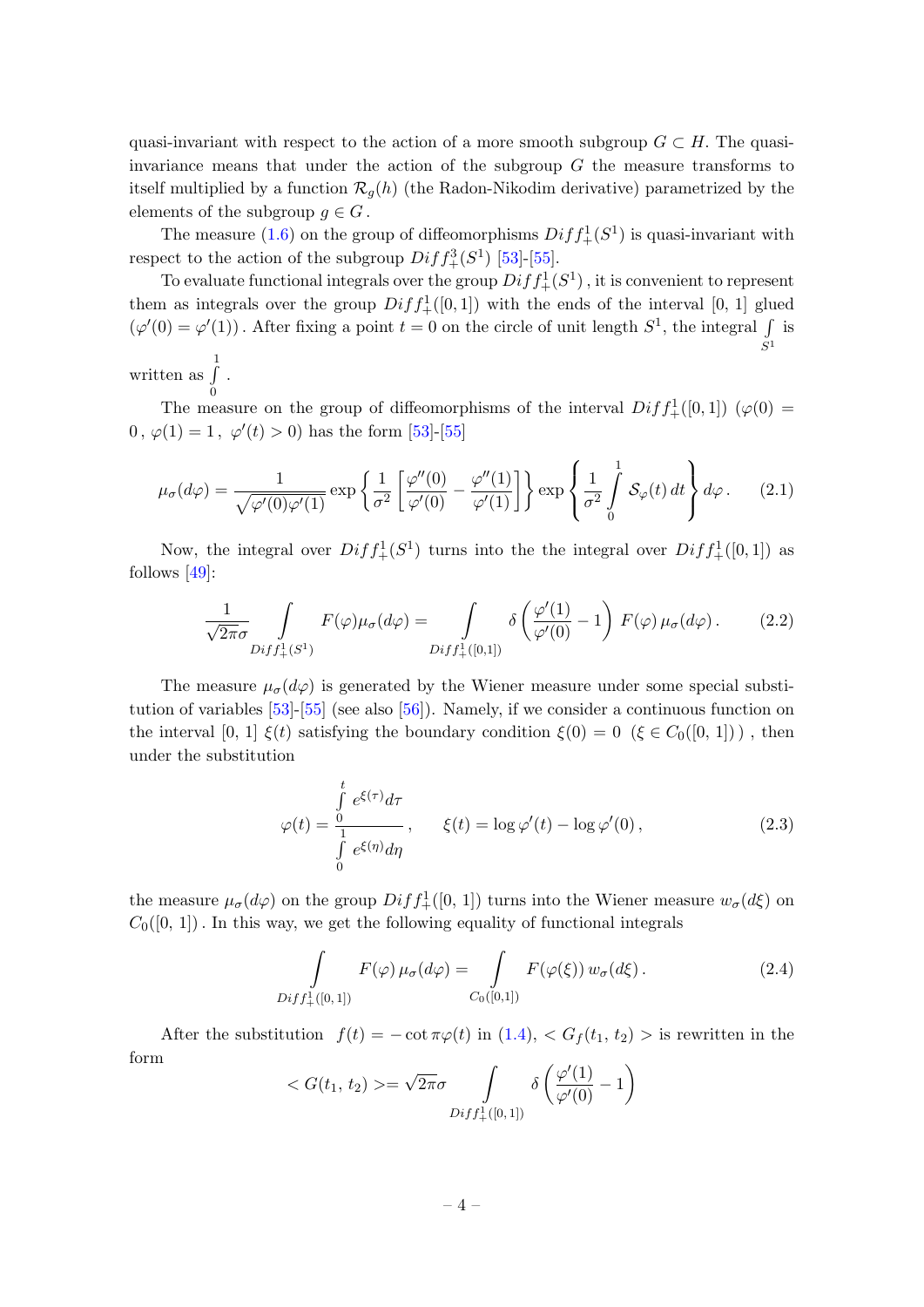quasi-invariant with respect to the action of a more smooth subgroup $G \subset H$. The quasi-invariance means that under the action of the subgroup $G$ the measure transforms to itself multiplied by a function $\mathcal{R}_g(h)$ (the Radon-Nikodim derivative) parametrized by the elements of the subgroup $g \in G$.

The measure (1.6) on the group of diffeomorphisms $Diff_+^1(S^1)$ is quasi-invariant with respect to the action of the subgroup $Diff_+^3(S^1)$ [53]-[55].

To evaluate functional integrals over the group $Diff_+^1(S^1)$, it is convenient to represent them as integrals over the group $Diff_+^1([0,1])$ with the ends of the interval [0, 1] glued $(\varphi'(0) = \varphi'(1))$. After fixing a point $t = 0$ on the circle of unit length $S^1$, the integral $\int\limits_{S^1}$ is written as $\int\limits_0^1$.

The measure on the group of diffeomorphisms of the interval $Diff_+^1([0,1])$ $(\varphi(0) = 0\,,\ \varphi(1) = 1\,,\ \varphi'(t) > 0)$ has the form [53]-[55]

$$
\mu_\sigma(d\varphi) = \frac{1}{\sqrt{\varphi'(0)\varphi'(1)}} \exp\left\{\frac{1}{\sigma^2}\left[\frac{\varphi''(0)}{\varphi'(0)} - \frac{\varphi''(1)}{\varphi'(1)}\right]\right\} \exp\left\{\frac{1}{\sigma^2}\int\limits_0^1 \mathcal{S}_\varphi(t)\, dt\right\} d\varphi\,. \tag{2.1}
$$

Now, the integral over $Diff_+^1(S^1)$ turns into the the integral over $Diff_+^1([0,1])$ as follows [49]:

$$
\frac{1}{\sqrt{2\pi}\sigma} \int\limits_{Diff_+^1(S^1)} F(\varphi)\mu_\sigma(d\varphi) = \int\limits_{Diff_+^1([0,1])} \delta\left(\frac{\varphi'(1)}{\varphi'(0)} - 1\right) F(\varphi)\, \mu_\sigma(d\varphi)\,. \tag{2.2}
$$

The measure $\mu_\sigma(d\varphi)$ is generated by the Wiener measure under some special substitution of variables [53]-[55] (see also [56]). Namely, if we consider a continuous function on the interval [0, 1] $\xi(t)$ satisfying the boundary condition $\xi(0) = 0$ $(\xi \in C_0([0,\,1]))$, then under the substitution

$$
\varphi(t) = \frac{\int\limits_0^t e^{\xi(\tau)} d\tau}{\int\limits_0^1 e^{\xi(\eta)} d\eta}\,, \qquad \xi(t) = \log \varphi'(t) - \log \varphi'(0)\,, \tag{2.3}
$$

the measure $\mu_\sigma(d\varphi)$ on the group $Diff_+^1([0,1])$ turns into the Wiener measure $w_\sigma(d\xi)$ on $C_0([0,\,1])$. In this way, we get the following equality of functional integrals

$$
\int\limits_{Diff_+^1([0,1])} F(\varphi)\, \mu_\sigma(d\varphi) = \int\limits_{C_0([0,1])} F(\varphi(\xi))\, w_\sigma(d\xi)\,. \tag{2.4}
$$

After the substitution $f(t) = -\cot \pi\varphi(t)$ in (1.4), $< G_f(t_1,\, t_2) >$ is rewritten in the form

$$
< G(t_1,\, t_2) >= \sqrt{2\pi}\sigma \int\limits_{Diff_+^1([0,1])} \delta\left(\frac{\varphi'(1)}{\varphi'(0)} - 1\right)
$$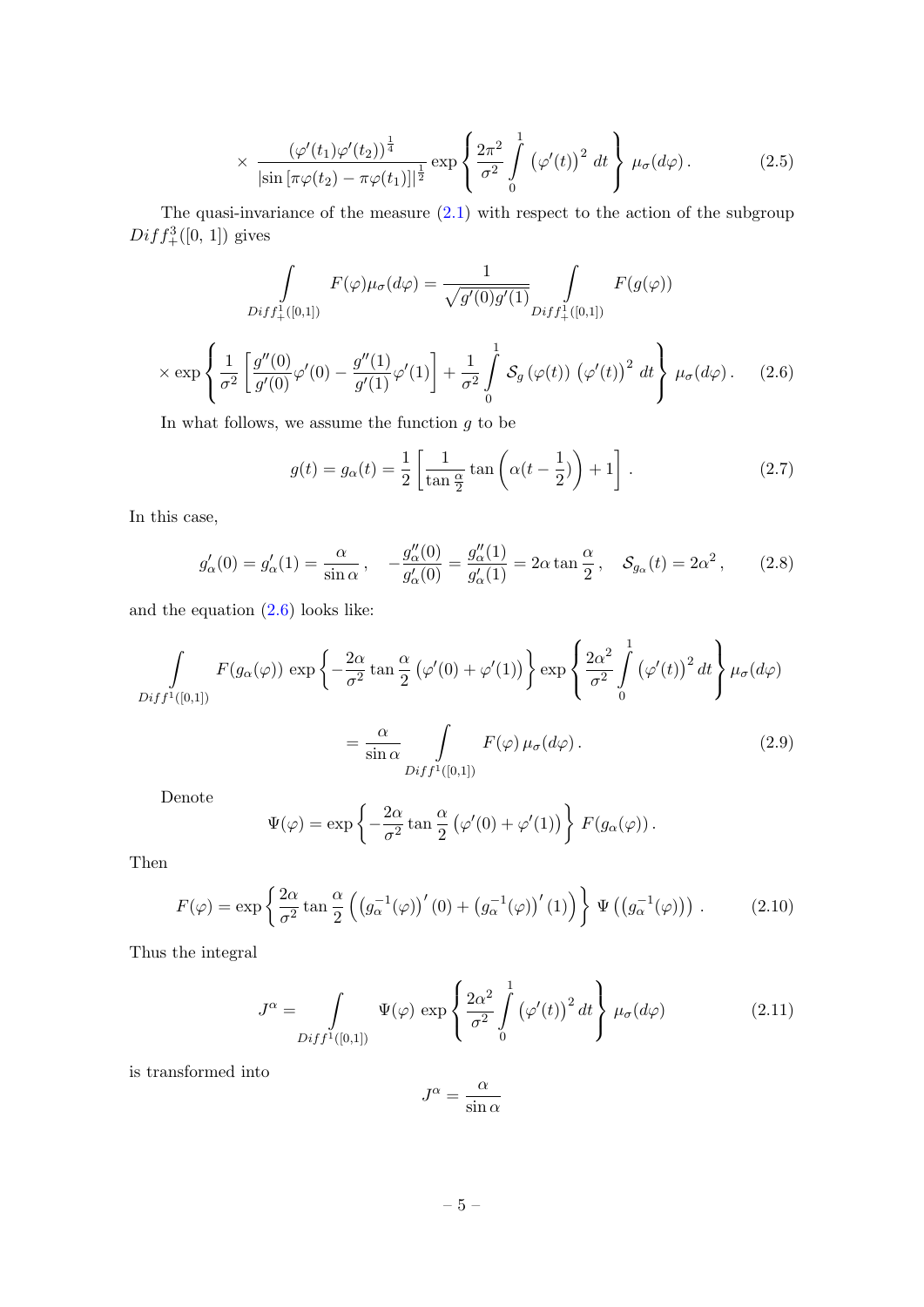$$\times \frac{(\varphi'(t_1)\varphi'(t_2))^{\frac{1}{4}}}{|\sin[\pi\varphi(t_2) - \pi\varphi(t_1)]|^{\frac{1}{2}}} \exp\left\{\frac{2\pi^2}{\sigma^2}\int_0^1 (\varphi'(t))^2\, dt\right\} \mu_\sigma(d\varphi). \tag{2.5}$$

The quasi-invariance of the measure (2.1) with respect to the action of the subgroup $Diff_+^3([0,\,1])$ gives

$$\int_{Diff_+^1([0,1])} F(\varphi)\mu_\sigma(d\varphi) = \frac{1}{\sqrt{g'(0)g'(1)}} \int_{Diff_+^1([0,1])} F(g(\varphi))$$

$$\times \exp\left\{\frac{1}{\sigma^2}\left[\frac{g''(0)}{g'(0)}\varphi'(0) - \frac{g''(1)}{g'(1)}\varphi'(1)\right] + \frac{1}{\sigma^2}\int_0^1 \mathcal{S}_g(\varphi(t))\,(\varphi'(t))^2\, dt\right\} \mu_\sigma(d\varphi). \tag{2.6}$$

In what follows, we assume the function $g$ to be

$$g(t) = g_\alpha(t) = \frac{1}{2}\left[\frac{1}{\tan\frac{\alpha}{2}}\tan\left(\alpha(t-\frac{1}{2})\right) + 1\right]. \tag{2.7}$$

In this case,

$$g'_\alpha(0) = g'_\alpha(1) = \frac{\alpha}{\sin\alpha}, \quad -\frac{g''_\alpha(0)}{g'_\alpha(0)} = \frac{g''_\alpha(1)}{g'_\alpha(1)} = 2\alpha\tan\frac{\alpha}{2}, \quad \mathcal{S}_{g_\alpha}(t) = 2\alpha^2, \tag{2.8}$$

and the equation (2.6) looks like:

$$\int_{Diff^1([0,1])} F(g_\alpha(\varphi))\, \exp\left\{-\frac{2\alpha}{\sigma^2}\tan\frac{\alpha}{2}\left(\varphi'(0)+\varphi'(1)\right)\right\} \exp\left\{\frac{2\alpha^2}{\sigma^2}\int_0^1 (\varphi'(t))^2\, dt\right\} \mu_\sigma(d\varphi)$$

$$= \frac{\alpha}{\sin\alpha} \int_{Diff^1([0,1])} F(\varphi)\, \mu_\sigma(d\varphi). \tag{2.9}$$

Denote

$$\Psi(\varphi) = \exp\left\{-\frac{2\alpha}{\sigma^2}\tan\frac{\alpha}{2}\left(\varphi'(0)+\varphi'(1)\right)\right\} F(g_\alpha(\varphi)).$$

Then

$$F(\varphi) = \exp\left\{\frac{2\alpha}{\sigma^2}\tan\frac{\alpha}{2}\left(\left(g_\alpha^{-1}(\varphi)\right)'(0) + \left(g_\alpha^{-1}(\varphi)\right)'(1)\right)\right\} \Psi\left(\left(g_\alpha^{-1}(\varphi)\right)\right). \tag{2.10}$$

Thus the integral

$$J^\alpha = \int_{Diff^1([0,1])} \Psi(\varphi)\, \exp\left\{\frac{2\alpha^2}{\sigma^2}\int_0^1 (\varphi'(t))^2\, dt\right\} \mu_\sigma(d\varphi) \tag{2.11}$$

is transformed into

$$J^\alpha = \frac{\alpha}{\sin\alpha}$$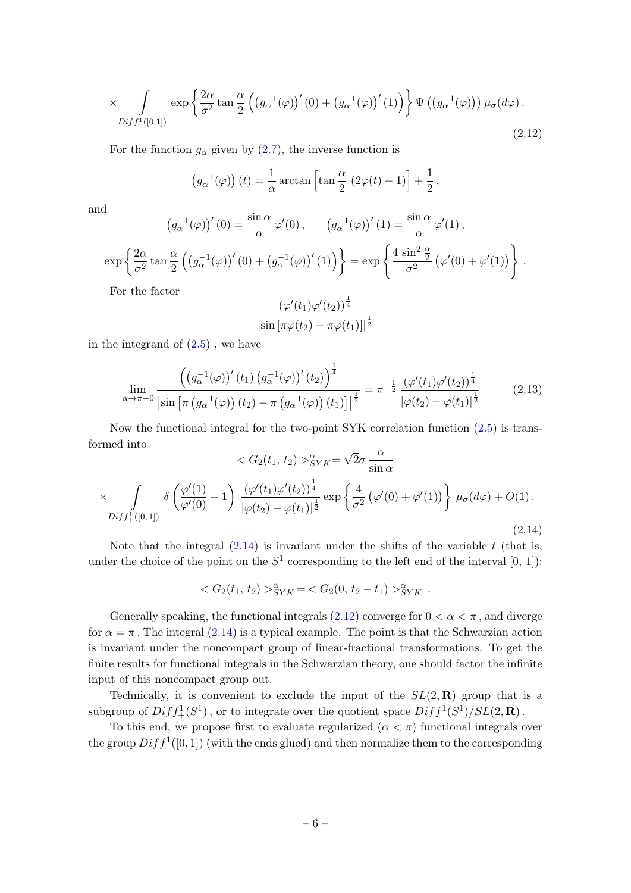$$\times \int\limits_{Diff^1([0,1])} \exp\left\{ \frac{2\alpha}{\sigma^2} \tan\frac{\alpha}{2} \left( \left(g_\alpha^{-1}(\varphi)\right)'(0) + \left(g_\alpha^{-1}(\varphi)\right)'(1) \right) \right\} \Psi\left( \left(g_\alpha^{-1}(\varphi)\right) \right) \mu_\sigma(d\varphi) \,. \tag{2.12}$$

For the function $g_\alpha$ given by (2.7), the inverse function is

$$\left(g_\alpha^{-1}(\varphi)\right)(t) = \frac{1}{\alpha} \arctan\left[ \tan\frac{\alpha}{2}\, (2\varphi(t) - 1) \right] + \frac{1}{2} \,,$$

and

$$\left(g_\alpha^{-1}(\varphi)\right)'(0) = \frac{\sin\alpha}{\alpha}\, \varphi'(0) \,, \qquad \left(g_\alpha^{-1}(\varphi)\right)'(1) = \frac{\sin\alpha}{\alpha}\, \varphi'(1) \,,$$

$$\exp\left\{ \frac{2\alpha}{\sigma^2} \tan\frac{\alpha}{2} \left( \left(g_\alpha^{-1}(\varphi)\right)'(0) + \left(g_\alpha^{-1}(\varphi)\right)'(1) \right) \right\} = \exp\left\{ \frac{4 \sin^2\frac{\alpha}{2}}{\sigma^2} \left( \varphi'(0) + \varphi'(1) \right) \right\} .$$

For the factor

$$\frac{\left(\varphi'(t_1)\varphi'(t_2)\right)^{\frac{1}{4}}}{\left|\sin\left[\pi\varphi(t_2) - \pi\varphi(t_1)\right]\right|^{\frac{1}{2}}}$$

in the integrand of (2.5) , we have

$$\lim_{\alpha \to \pi - 0} \frac{\left( \left(g_\alpha^{-1}(\varphi)\right)'(t_1) \left(g_\alpha^{-1}(\varphi)\right)'(t_2) \right)^{\frac{1}{4}}}{\left| \sin\left[ \pi \left(g_\alpha^{-1}(\varphi)\right)(t_2) - \pi \left(g_\alpha^{-1}(\varphi)\right)(t_1) \right] \right|^{\frac{1}{2}}} = \pi^{-\frac{1}{2}} \frac{\left(\varphi'(t_1)\varphi'(t_2)\right)^{\frac{1}{4}}}{\left|\varphi(t_2) - \varphi(t_1)\right|^{\frac{1}{2}}} \tag{2.13}$$

Now the functional integral for the two-point SYK correlation function (2.5) is transformed into

$$< G_2(t_1,\, t_2) >_{SYK}^{\alpha} = \sqrt{2}\sigma\, \frac{\alpha}{\sin\alpha}$$

$$\times \int\limits_{Diff_+^1([0,1])} \delta\left( \frac{\varphi'(1)}{\varphi'(0)} - 1 \right) \frac{\left(\varphi'(t_1)\varphi'(t_2)\right)^{\frac{1}{4}}}{\left|\varphi(t_2) - \varphi(t_1)\right|^{\frac{1}{2}}} \exp\left\{ \frac{4}{\sigma^2} \left( \varphi'(0) + \varphi'(1) \right) \right\} \mu_\sigma(d\varphi) + O(1) \,. \tag{2.14}$$

Note that the integral (2.14) is invariant under the shifts of the variable $t$ (that is, under the choice of the point on the $S^1$ corresponding to the left end of the interval $[0,\, 1]$):

$$< G_2(t_1,\, t_2) >_{SYK}^{\alpha} = < G_2(0,\, t_2 - t_1) >_{SYK}^{\alpha} \ .$$

Generally speaking, the functional integrals (2.12) converge for $0 < \alpha < \pi$ , and diverge for $\alpha = \pi$ . The integral (2.14) is a typical example. The point is that the Schwarzian action is invariant under the noncompact group of linear-fractional transformations. To get the finite results for functional integrals in the Schwarzian theory, one should factor the infinite input of this noncompact group out.

Technically, it is convenient to exclude the input of the $SL(2, \mathbf{R})$ group that is a subgroup of $Diff_+^1(S^1)$ , or to integrate over the quotient space $Diff^1(S^1)/SL(2, \mathbf{R})$ .

To this end, we propose first to evaluate regularized ($\alpha < \pi$) functional integrals over the group $Diff^1([0, 1])$ (with the ends glued) and then normalize them to the corresponding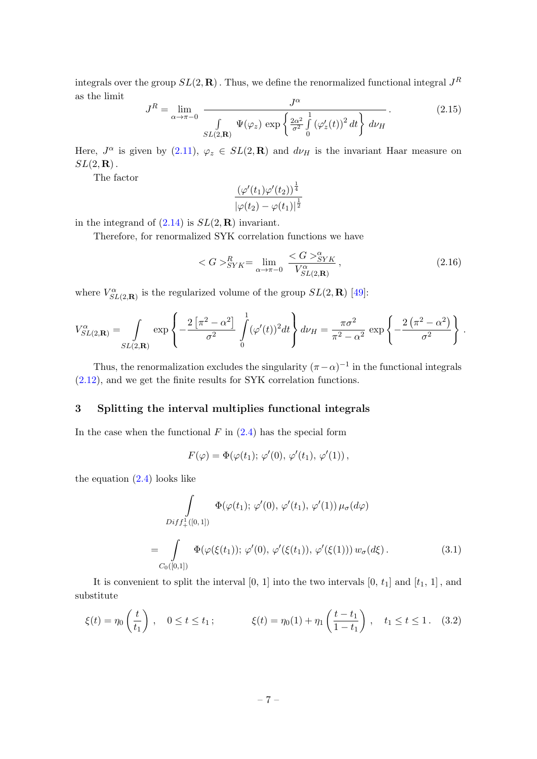integrals over the group $SL(2, \mathbf{R})$. Thus, we define the renormalized functional integral $J^R$ as the limit

$$J^R = \lim_{\alpha \to \pi - 0} \frac{J^\alpha}{\int\limits_{SL(2,\mathbf{R})} \Psi(\varphi_z) \exp\left\{ \frac{2\alpha^2}{\sigma^2} \int\limits_0^1 (\varphi_z'(t))^2 \, dt \right\} d\nu_H} . \tag{2.15}$$

Here, $J^\alpha$ is given by (2.11), $\varphi_z \in SL(2, \mathbf{R})$ and $d\nu_H$ is the invariant Haar measure on $SL(2, \mathbf{R})$.

The factor

$$\frac{(\varphi'(t_1)\varphi'(t_2))^{\frac{1}{4}}}{|\varphi(t_2) - \varphi(t_1)|^{\frac{1}{2}}}$$

in the integrand of (2.14) is $SL(2, \mathbf{R})$ invariant.

Therefore, for renormalized SYK correlation functions we have

$$< G >^R_{SYK} = \lim_{\alpha \to \pi - 0} \frac{< G >^\alpha_{SYK}}{V^\alpha_{SL(2,\mathbf{R})}} , \tag{2.16}$$

where $V^\alpha_{SL(2,\mathbf{R})}$ is the regularized volume of the group $SL(2, \mathbf{R})$ [49]:

$$V^\alpha_{SL(2,\mathbf{R})} = \int\limits_{SL(2,\mathbf{R})} \exp\left\{ -\frac{2\left[\pi^2 - \alpha^2\right]}{\sigma^2} \int\limits_0^1 (\varphi'(t))^2 dt \right\} d\nu_H = \frac{\pi\sigma^2}{\pi^2 - \alpha^2} \exp\left\{ -\frac{2\left(\pi^2 - \alpha^2\right)}{\sigma^2} \right\} .$$

Thus, the renormalization excludes the singularity $(\pi - \alpha)^{-1}$ in the functional integrals (2.12), and we get the finite results for SYK correlation functions.

## 3 Splitting the interval multiplies functional integrals

In the case when the functional $F$ in (2.4) has the special form

$$F(\varphi) = \Phi(\varphi(t_1); \, \varphi'(0), \, \varphi'(t_1), \, \varphi'(1)) ,$$

the equation (2.4) looks like

$$\int\limits_{Diff^1_+([0,1])} \Phi(\varphi(t_1); \, \varphi'(0), \, \varphi'(t_1), \, \varphi'(1)) \, \mu_\sigma(d\varphi)$$

$$= \int\limits_{C_0([0,1])} \Phi(\varphi(\xi(t_1)); \, \varphi'(0), \, \varphi'(\xi(t_1)), \, \varphi'(\xi(1))) \, w_\sigma(d\xi) . \tag{3.1}$$

It is convenient to split the interval $[0, 1]$ into the two intervals $[0, t_1]$ and $[t_1, 1]$, and substitute

$$\xi(t) = \eta_0\left(\frac{t}{t_1}\right) , \quad 0 \le t \le t_1 ; \qquad \xi(t) = \eta_0(1) + \eta_1\left(\frac{t - t_1}{1 - t_1}\right) , \quad t_1 \le t \le 1 . \tag{3.2}$$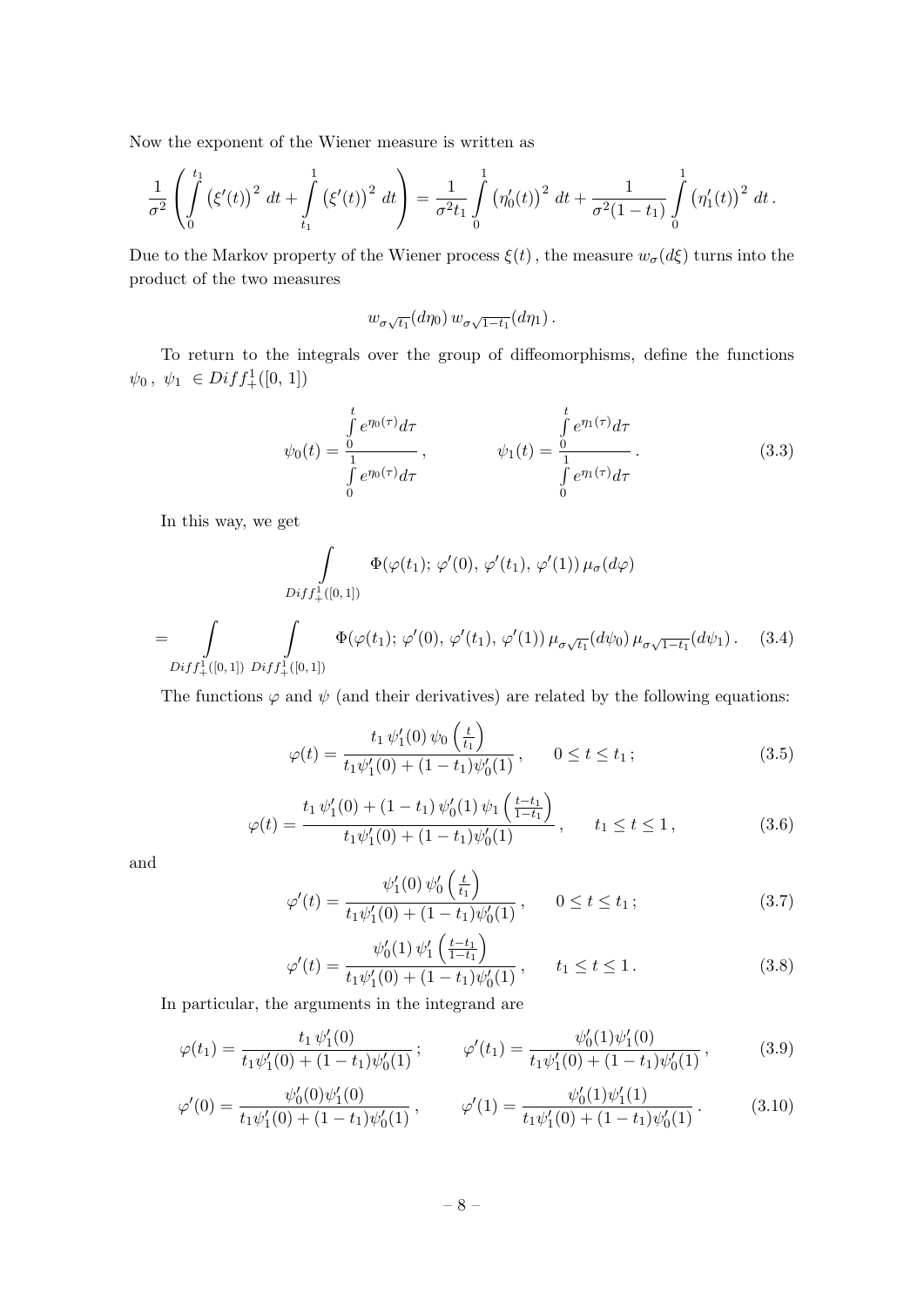Now the exponent of the Wiener measure is written as

$$\frac{1}{\sigma^2}\left(\int\limits_0^{t_1}\left(\xi'(t)\right)^2\,dt+\int\limits_{t_1}^{1}\left(\xi'(t)\right)^2\,dt\right)=\frac{1}{\sigma^2 t_1}\int\limits_0^1\left(\eta_0'(t)\right)^2\,dt+\frac{1}{\sigma^2(1-t_1)}\int\limits_0^1\left(\eta_1'(t)\right)^2\,dt\,.$$

Due to the Markov property of the Wiener process $\xi(t)$, the measure $w_\sigma(d\xi)$ turns into the product of the two measures

$$w_{\sigma\sqrt{t_1}}(d\eta_0)\,w_{\sigma\sqrt{1-t_1}}(d\eta_1)\,.$$

To return to the integrals over the group of diffeomorphisms, define the functions $\psi_0\,,\ \psi_1\ \in Diff_+^1([0,\,1])$

$$\psi_0(t)=\frac{\int\limits_0^t e^{\eta_0(\tau)}d\tau}{\int\limits_0^1 e^{\eta_0(\tau)}d\tau}\,,\qquad\qquad \psi_1(t)=\frac{\int\limits_0^t e^{\eta_1(\tau)}d\tau}{\int\limits_0^1 e^{\eta_1(\tau)}d\tau}\,. \tag{3.3}$$

In this way, we get

$$\int\limits_{Diff_+^1([0,1])}\Phi(\varphi(t_1);\,\varphi'(0),\,\varphi'(t_1),\,\varphi'(1))\,\mu_\sigma(d\varphi)$$

$$=\int\limits_{Diff_+^1([0,1])}\ \int\limits_{Diff_+^1([0,1])}\Phi(\varphi(t_1);\,\varphi'(0),\,\varphi'(t_1),\,\varphi'(1))\,\mu_{\sigma\sqrt{t_1}}(d\psi_0)\,\mu_{\sigma\sqrt{1-t_1}}(d\psi_1)\,. \tag{3.4}$$

The functions $\varphi$ and $\psi$ (and their derivatives) are related by the following equations:

$$\varphi(t)=\frac{t_1\,\psi_1'(0)\,\psi_0\left(\frac{t}{t_1}\right)}{t_1\psi_1'(0)+(1-t_1)\psi_0'(1)}\,,\qquad 0\le t\le t_1\,; \tag{3.5}$$

$$\varphi(t)=\frac{t_1\,\psi_1'(0)+(1-t_1)\,\psi_0'(1)\,\psi_1\left(\frac{t-t_1}{1-t_1}\right)}{t_1\psi_1'(0)+(1-t_1)\psi_0'(1)}\,,\qquad t_1\le t\le 1\,, \tag{3.6}$$

and

$$\varphi'(t)=\frac{\psi_1'(0)\,\psi_0'\left(\frac{t}{t_1}\right)}{t_1\psi_1'(0)+(1-t_1)\psi_0'(1)}\,,\qquad 0\le t\le t_1\,; \tag{3.7}$$

$$\varphi'(t)=\frac{\psi_0'(1)\,\psi_1'\left(\frac{t-t_1}{1-t_1}\right)}{t_1\psi_1'(0)+(1-t_1)\psi_0'(1)}\,,\qquad t_1\le t\le 1\,. \tag{3.8}$$

In particular, the arguments in the integrand are

$$\varphi(t_1)=\frac{t_1\,\psi_1'(0)}{t_1\psi_1'(0)+(1-t_1)\psi_0'(1)}\,;\qquad \varphi'(t_1)=\frac{\psi_0'(1)\psi_1'(0)}{t_1\psi_1'(0)+(1-t_1)\psi_0'(1)}\,, \tag{3.9}$$

$$\varphi'(0)=\frac{\psi_0'(0)\psi_1'(0)}{t_1\psi_1'(0)+(1-t_1)\psi_0'(1)}\,,\qquad \varphi'(1)=\frac{\psi_0'(1)\psi_1'(1)}{t_1\psi_1'(0)+(1-t_1)\psi_0'(1)}\,. \tag{3.10}$$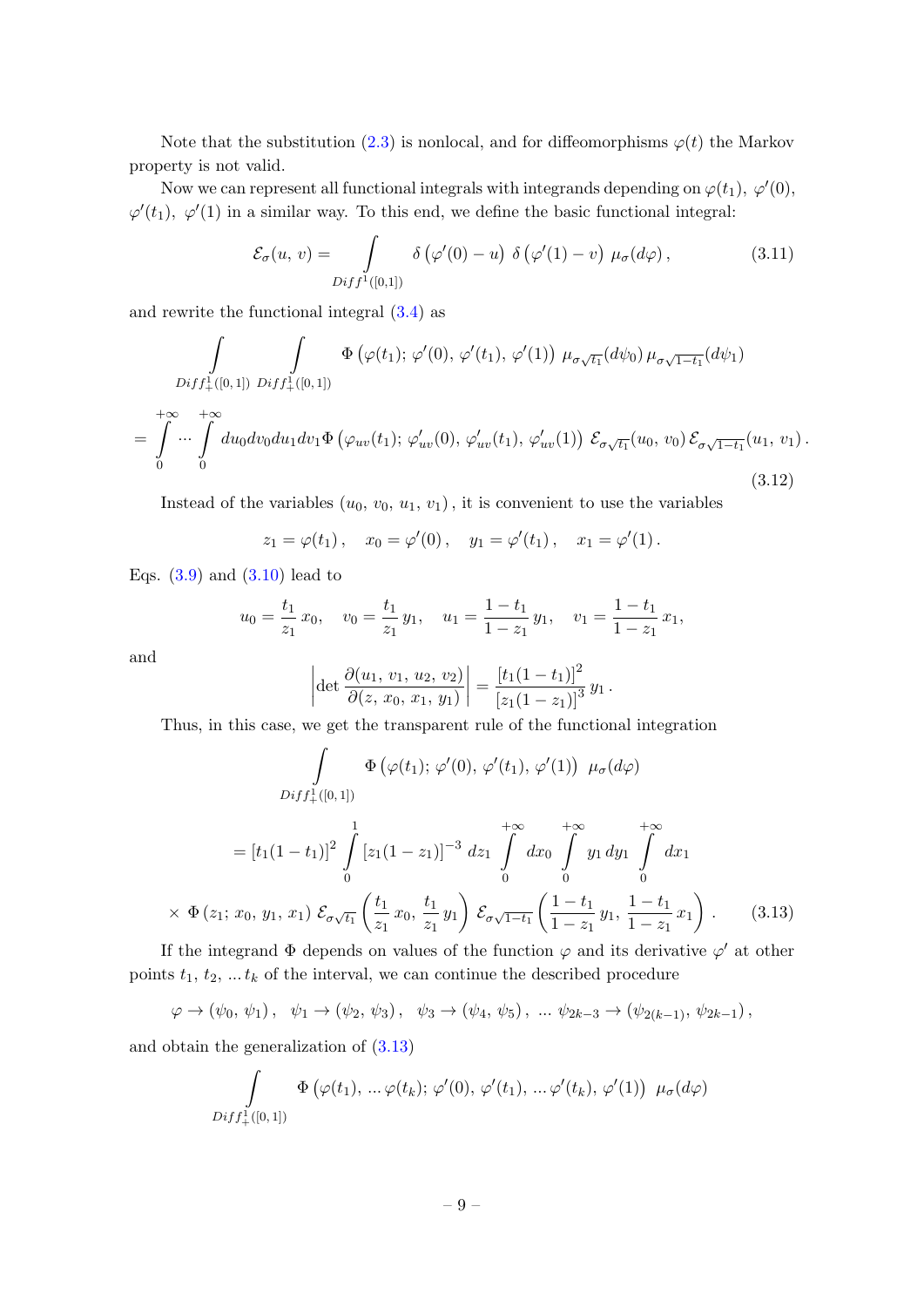Note that the substitution (2.3) is nonlocal, and for diffeomorphisms $\varphi(t)$ the Markov property is not valid.

Now we can represent all functional integrals with integrands depending on $\varphi(t_1),\ \varphi'(0),$ $\varphi'(t_1),\ \varphi'(1)$ in a similar way. To this end, we define the basic functional integral:

$$\mathcal{E}_\sigma(u,\, v) = \int\limits_{Diff^1([0,1])} \delta\left(\varphi'(0) - u\right)\, \delta\left(\varphi'(1) - v\right)\, \mu_\sigma(d\varphi)\,, \tag{3.11}$$

and rewrite the functional integral (3.4) as

$$\int\limits_{Diff^1_+([0,1])} \int\limits_{Diff^1_+([0,1])} \Phi\left(\varphi(t_1);\, \varphi'(0),\, \varphi'(t_1),\, \varphi'(1)\right)\, \mu_{\sigma\sqrt{t_1}}(d\psi_0)\, \mu_{\sigma\sqrt{1-t_1}}(d\psi_1)$$

$$= \int\limits_0^{+\infty} \cdots \int\limits_0^{+\infty} du_0 dv_0 du_1 dv_1 \Phi\left(\varphi_{uv}(t_1);\, \varphi'_{uv}(0),\, \varphi'_{uv}(t_1),\, \varphi'_{uv}(1)\right)\, \mathcal{E}_{\sigma\sqrt{t_1}}(u_0,\, v_0)\, \mathcal{E}_{\sigma\sqrt{1-t_1}}(u_1,\, v_1)\,. \tag{3.12}$$

Instead of the variables $(u_0,\, v_0,\, u_1,\, v_1)$, it is convenient to use the variables

$$z_1 = \varphi(t_1)\,, \quad x_0 = \varphi'(0)\,, \quad y_1 = \varphi'(t_1)\,, \quad x_1 = \varphi'(1)\,.$$

Eqs. (3.9) and (3.10) lead to

$$u_0 = \frac{t_1}{z_1}\, x_0, \quad v_0 = \frac{t_1}{z_1}\, y_1, \quad u_1 = \frac{1-t_1}{1-z_1}\, y_1, \quad v_1 = \frac{1-t_1}{1-z_1}\, x_1,$$

and

$$\left|\det \frac{\partial(u_1,\, v_1,\, u_2,\, v_2)}{\partial(z,\, x_0,\, x_1,\, y_1)}\right| = \frac{\left[t_1(1-t_1)\right]^2}{\left[z_1(1-z_1)\right]^3}\, y_1\,.$$

Thus, in this case, we get the transparent rule of the functional integration

$$\int\limits_{Diff^1_+([0,1])} \Phi\left(\varphi(t_1);\, \varphi'(0),\, \varphi'(t_1),\, \varphi'(1)\right)\, \mu_\sigma(d\varphi)$$

$$= \left[t_1(1-t_1)\right]^2 \int\limits_0^1 \left[z_1(1-z_1)\right]^{-3}\, dz_1 \int\limits_0^{+\infty} dx_0 \int\limits_0^{+\infty} y_1\, dy_1 \int\limits_0^{+\infty} dx_1$$

$$\times\ \Phi\left(z_1;\, x_0,\, y_1,\, x_1\right)\, \mathcal{E}_{\sigma\sqrt{t_1}}\left(\frac{t_1}{z_1}\, x_0,\, \frac{t_1}{z_1}\, y_1\right)\, \mathcal{E}_{\sigma\sqrt{1-t_1}}\left(\frac{1-t_1}{1-z_1}\, y_1,\, \frac{1-t_1}{1-z_1}\, x_1\right)\,. \tag{3.13}$$

If the integrand $\Phi$ depends on values of the function $\varphi$ and its derivative $\varphi'$ at other points $t_1,\, t_2,\, \ldots t_k$ of the interval, we can continue the described procedure

$$\varphi \to (\psi_0,\, \psi_1)\,, \quad \psi_1 \to (\psi_2,\, \psi_3)\,, \quad \psi_3 \to (\psi_4,\, \psi_5)\,, \ \ldots\ \psi_{2k-3} \to (\psi_{2(k-1)},\, \psi_{2k-1})\,,$$

and obtain the generalization of (3.13)

$$\int\limits_{Diff^1_+([0,1])} \Phi\left(\varphi(t_1),\, \ldots \varphi(t_k);\, \varphi'(0),\, \varphi'(t_1),\, \ldots \varphi'(t_k),\, \varphi'(1)\right)\, \mu_\sigma(d\varphi)$$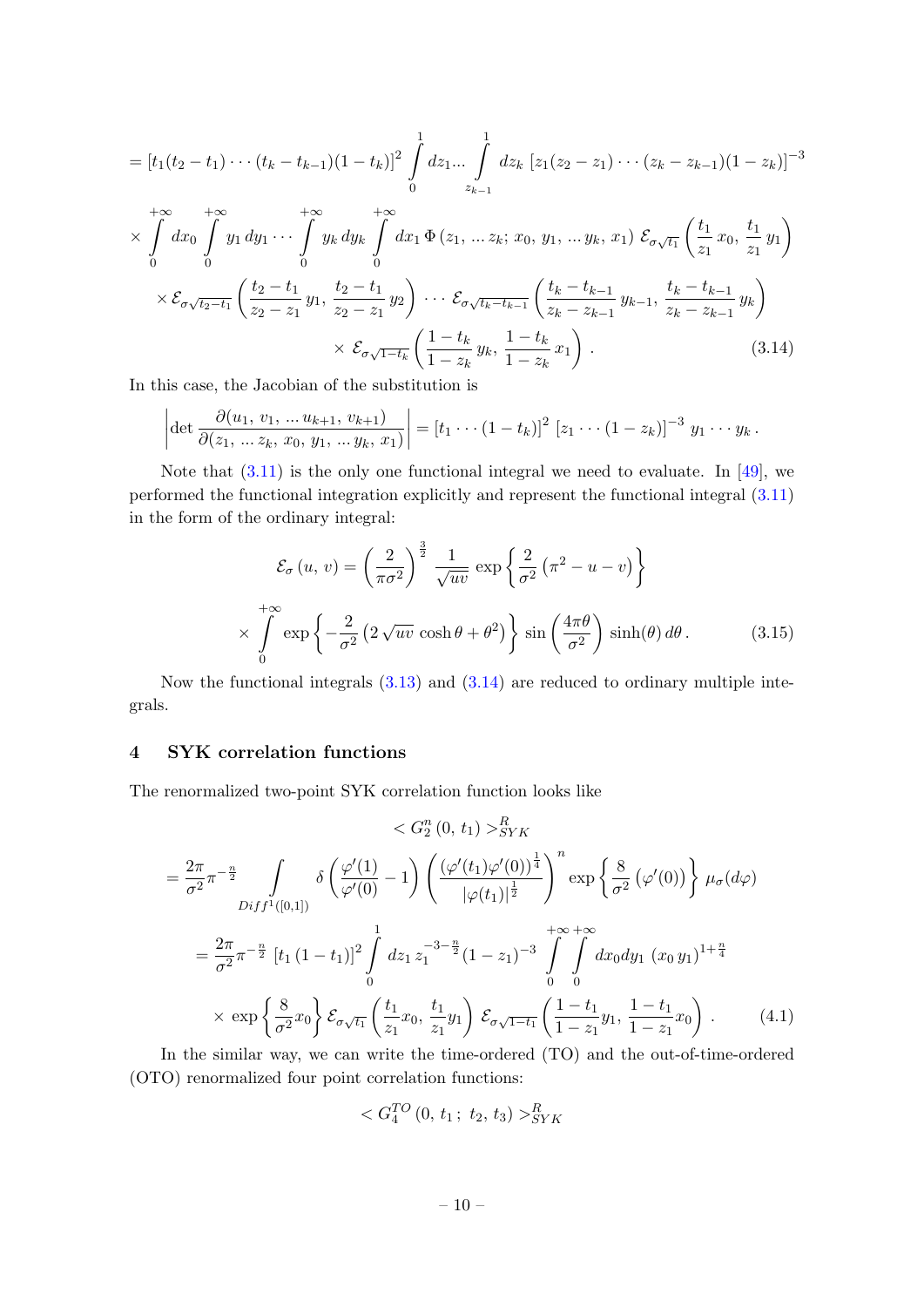$$
\begin{aligned}
&= [t_1(t_2-t_1)\cdots(t_k-t_{k-1})(1-t_k)]^2 \int\limits_0^1 dz_1 ... \int\limits_{z_{k-1}}^1 dz_k \, [z_1(z_2-z_1)\cdots(z_k-z_{k-1})(1-z_k)]^{-3} \\
&\times \int\limits_0^{+\infty} dx_0 \int\limits_0^{+\infty} y_1\, dy_1 \cdots \int\limits_0^{+\infty} y_k\, dy_k \int\limits_0^{+\infty} dx_1\, \Phi\left(z_1, \dots z_k;\, x_0,\, y_1, \dots y_k,\, x_1\right) \mathcal{E}_{\sigma\sqrt{t_1}}\left(\frac{t_1}{z_1}\, x_0,\, \frac{t_1}{z_1}\, y_1\right) \\
&\qquad \times \mathcal{E}_{\sigma\sqrt{t_2-t_1}}\left(\frac{t_2-t_1}{z_2-z_1}\, y_1,\, \frac{t_2-t_1}{z_2-z_1}\, y_2\right) \cdots \mathcal{E}_{\sigma\sqrt{t_k-t_{k-1}}}\left(\frac{t_k-t_{k-1}}{z_k-z_{k-1}}\, y_{k-1},\, \frac{t_k-t_{k-1}}{z_k-z_{k-1}}\, y_k\right) \\
&\qquad\qquad \times\, \mathcal{E}_{\sigma\sqrt{1-t_k}}\left(\frac{1-t_k}{1-z_k}\, y_k,\, \frac{1-t_k}{1-z_k}\, x_1\right) . 
\end{aligned} \tag{3.14}
$$

In this case, the Jacobian of the substitution is

$$
\left| \det \frac{\partial(u_1,\, v_1,\, \dots u_{k+1},\, v_{k+1})}{\partial(z_1,\, \dots z_k,\, x_0,\, y_1,\, \dots y_k,\, x_1)} \right| = [t_1 \cdots (1-t_k)]^2\, [z_1 \cdots (1-z_k)]^{-3}\, y_1 \cdots y_k\, .
$$

Note that (3.11) is the only one functional integral we need to evaluate. In [49], we performed the functional integration explicitly and represent the functional integral (3.11) in the form of the ordinary integral:

$$
\begin{aligned}
\mathcal{E}_\sigma\left(u,\, v\right) &= \left(\frac{2}{\pi\sigma^2}\right)^{\frac{3}{2}} \frac{1}{\sqrt{uv}} \exp\left\{\frac{2}{\sigma^2}\left(\pi^2 - u - v\right)\right\} \\
&\times \int\limits_0^{+\infty} \exp\left\{-\frac{2}{\sigma^2}\left(2\sqrt{uv}\,\cosh\theta + \theta^2\right)\right\} \sin\left(\frac{4\pi\theta}{\sigma^2}\right) \sinh(\theta)\, d\theta\, .
\end{aligned} \tag{3.15}
$$

Now the functional integrals (3.13) and (3.14) are reduced to ordinary multiple integrals.

# 4 SYK correlation functions

The renormalized two-point SYK correlation function looks like

$$
\begin{aligned}
&< G_2^n\left(0,\, t_1\right) >^R_{SYK} \\
&= \frac{2\pi}{\sigma^2}\pi^{-\frac{n}{2}} \int\limits_{Diff^1([0,1])} \delta\left(\frac{\varphi'(1)}{\varphi'(0)} - 1\right) \left(\frac{(\varphi'(t_1)\varphi'(0))^{\frac{1}{4}}}{|\varphi(t_1)|^{\frac{1}{2}}}\right)^n \exp\left\{\frac{8}{\sigma^2}\left(\varphi'(0)\right)\right\} \mu_\sigma(d\varphi) \\
&= \frac{2\pi}{\sigma^2}\pi^{-\frac{n}{2}}\, [t_1\,(1-t_1)]^2 \int\limits_0^1 dz_1\, z_1^{-3-\frac{n}{2}} (1-z_1)^{-3} \int\limits_0^{+\infty}\int\limits_0^{+\infty} dx_0 dy_1\, (x_0\, y_1)^{1+\frac{n}{4}} \\
&\quad \times\, \exp\left\{\frac{8}{\sigma^2}x_0\right\} \mathcal{E}_{\sigma\sqrt{t_1}}\left(\frac{t_1}{z_1}x_0,\, \frac{t_1}{z_1}y_1\right) \mathcal{E}_{\sigma\sqrt{1-t_1}}\left(\frac{1-t_1}{1-z_1}y_1,\, \frac{1-t_1}{1-z_1}x_0\right) .
\end{aligned} \tag{4.1}
$$

In the similar way, we can write the time-ordered (TO) and the out-of-time-ordered (OTO) renormalized four point correlation functions:

$$
< G_4^{TO}\left(0,\, t_1\, ;\; t_2,\, t_3\right) >^R_{SYK}
$$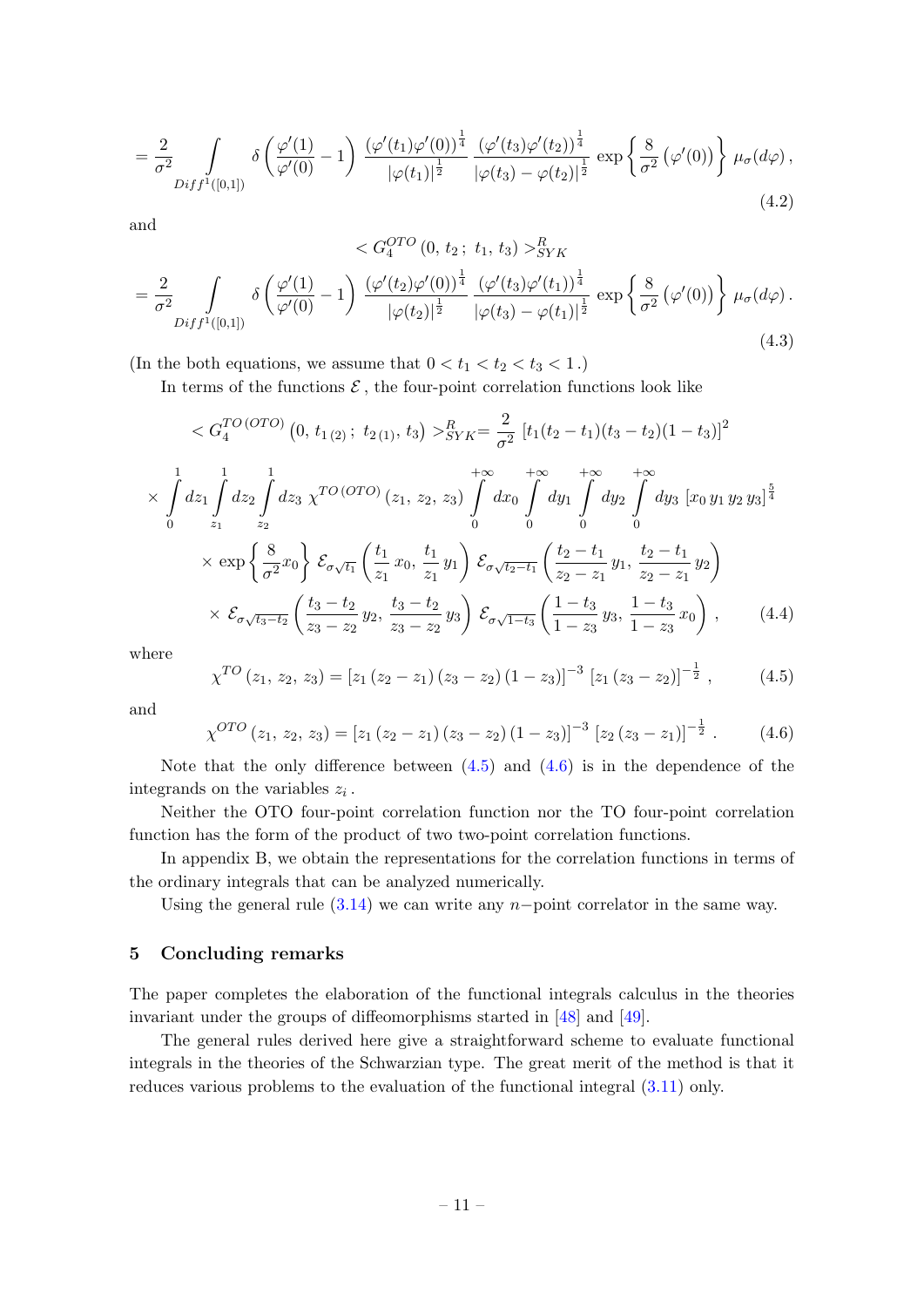$$= \frac{2}{\sigma^2} \int\limits_{Diff^1([0,1])} \delta\left(\frac{\varphi'(1)}{\varphi'(0)} - 1\right) \frac{(\varphi'(t_1)\varphi'(0))^{\frac{1}{4}}}{|\varphi(t_1)|^{\frac{1}{2}}} \frac{(\varphi'(t_3)\varphi'(t_2))^{\frac{1}{4}}}{|\varphi(t_3) - \varphi(t_2)|^{\frac{1}{2}}} \exp\left\{\frac{8}{\sigma^2}\left(\varphi'(0)\right)\right\} \mu_\sigma(d\varphi)\,, \tag{4.2}$$

and

$$< G_4^{OTO}\left(0,\, t_2\,;\; t_1,\, t_3\right) >^R_{SYK}$$

$$= \frac{2}{\sigma^2} \int\limits_{Diff^1([0,1])} \delta\left(\frac{\varphi'(1)}{\varphi'(0)} - 1\right) \frac{(\varphi'(t_2)\varphi'(0))^{\frac{1}{4}}}{|\varphi(t_2)|^{\frac{1}{2}}} \frac{(\varphi'(t_3)\varphi'(t_1))^{\frac{1}{4}}}{|\varphi(t_3) - \varphi(t_1)|^{\frac{1}{2}}} \exp\left\{\frac{8}{\sigma^2}\left(\varphi'(0)\right)\right\} \mu_\sigma(d\varphi)\,. \tag{4.3}$$

(In the both equations, we assume that $0 < t_1 < t_2 < t_3 < 1$.)

In terms of the functions $\mathcal{E}$, the four-point correlation functions look like

$$< G_4^{TO\,(OTO)}\left(0,\, t_{1\,(2)}\,;\; t_{2\,(1)},\, t_3\right) >^R_{SYK} = \frac{2}{\sigma^2}\left[t_1(t_2 - t_1)(t_3 - t_2)(1 - t_3)\right]^2$$

$$\times \int\limits_0^1 dz_1 \int\limits_{z_1}^1 dz_2 \int\limits_{z_2}^1 dz_3\; \chi^{TO\,(OTO)}\left(z_1,\, z_2,\, z_3\right) \int\limits_0^{+\infty} dx_0 \int\limits_0^{+\infty} dy_1 \int\limits_0^{+\infty} dy_2 \int\limits_0^{+\infty} dy_3\, \left[x_0\, y_1\, y_2\, y_3\right]^{\frac{5}{4}}$$

$$\times \exp\left\{\frac{8}{\sigma^2} x_0\right\} \mathcal{E}_{\sigma\sqrt{t_1}}\left(\frac{t_1}{z_1}\, x_0,\, \frac{t_1}{z_1}\, y_1\right) \mathcal{E}_{\sigma\sqrt{t_2 - t_1}}\left(\frac{t_2 - t_1}{z_2 - z_1}\, y_1,\, \frac{t_2 - t_1}{z_2 - z_1}\, y_2\right)$$

$$\times\, \mathcal{E}_{\sigma\sqrt{t_3 - t_2}}\left(\frac{t_3 - t_2}{z_3 - z_2}\, y_2,\, \frac{t_3 - t_2}{z_3 - z_2}\, y_3\right) \mathcal{E}_{\sigma\sqrt{1 - t_3}}\left(\frac{1 - t_3}{1 - z_3}\, y_3,\, \frac{1 - t_3}{1 - z_3}\, x_0\right)\,, \tag{4.4}$$

where

$$\chi^{TO}\left(z_1,\, z_2,\, z_3\right) = \left[z_1\left(z_2 - z_1\right)\left(z_3 - z_2\right)\left(1 - z_3\right)\right]^{-3}\left[z_1\left(z_3 - z_2\right)\right]^{-\frac{1}{2}}\,, \tag{4.5}$$

and

$$\chi^{OTO}\left(z_1,\, z_2,\, z_3\right) = \left[z_1\left(z_2 - z_1\right)\left(z_3 - z_2\right)\left(1 - z_3\right)\right]^{-3}\left[z_2\left(z_3 - z_1\right)\right]^{-\frac{1}{2}}\,. \tag{4.6}$$

Note that the only difference between (4.5) and (4.6) is in the dependence of the integrands on the variables $z_i$.

Neither the OTO four-point correlation function nor the TO four-point correlation function has the form of the product of two two-point correlation functions.

In appendix B, we obtain the representations for the correlation functions in terms of the ordinary integrals that can be analyzed numerically.

Using the general rule (3.14) we can write any $n-$point correlator in the same way.

## 5 Concluding remarks

The paper completes the elaboration of the functional integrals calculus in the theories invariant under the groups of diffeomorphisms started in [48] and [49].

The general rules derived here give a straightforward scheme to evaluate functional integrals in the theories of the Schwarzian type. The great merit of the method is that it reduces various problems to the evaluation of the functional integral (3.11) only.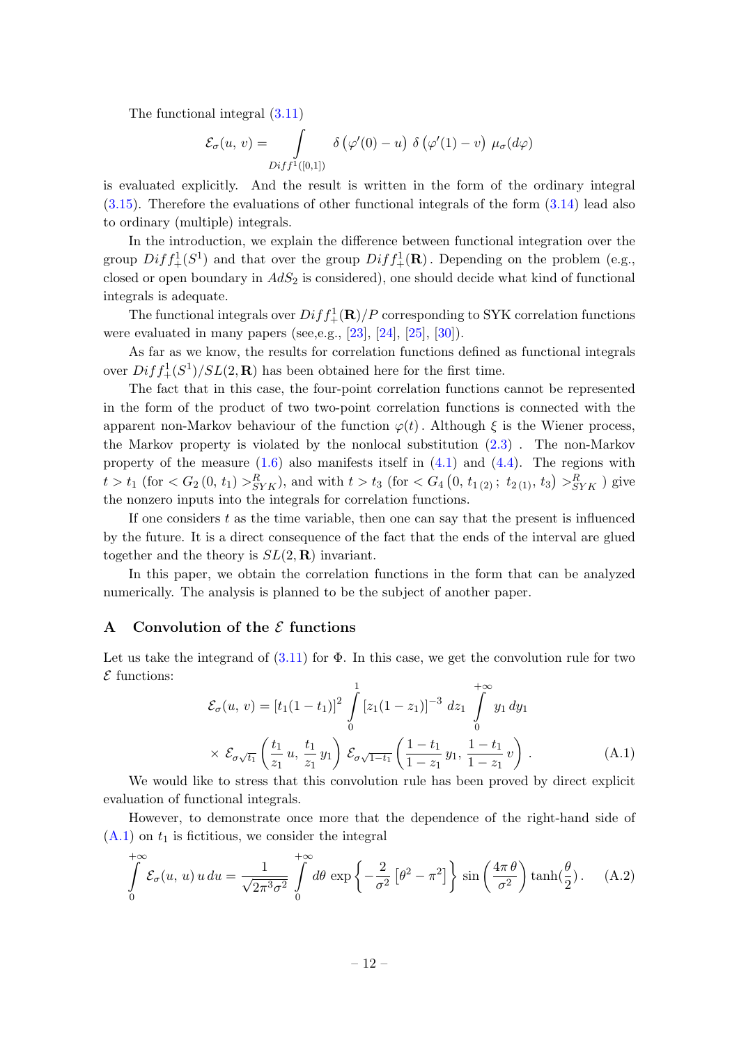The functional integral (3.11)

$$\mathcal{E}_\sigma(u,\, v) = \int\limits_{Diff^1([0,1])} \delta\left(\varphi'(0) - u\right)\, \delta\left(\varphi'(1) - v\right)\, \mu_\sigma(d\varphi)$$

is evaluated explicitly. And the result is written in the form of the ordinary integral (3.15). Therefore the evaluations of other functional integrals of the form (3.14) lead also to ordinary (multiple) integrals.

In the introduction, we explain the difference between functional integration over the group $Diff^1_+(S^1)$ and that over the group $Diff^1_+(\mathbf{R})$. Depending on the problem (e.g., closed or open boundary in $AdS_2$ is considered), one should decide what kind of functional integrals is adequate.

The functional integrals over $Diff^1_+(\mathbf{R})/P$ corresponding to SYK correlation functions were evaluated in many papers (see,e.g., [23], [24], [25], [30]).

As far as we know, the results for correlation functions defined as functional integrals over $Diff^1_+(S^1)/SL(2,\mathbf{R})$ has been obtained here for the first time.

The fact that in this case, the four-point correlation functions cannot be represented in the form of the product of two two-point correlation functions is connected with the apparent non-Markov behaviour of the function $\varphi(t)$. Although $\xi$ is the Wiener process, the Markov property is violated by the nonlocal substitution (2.3) . The non-Markov property of the measure (1.6) also manifests itself in (4.1) and (4.4). The regions with $t > t_1$ (for $< G_2\,(0,\, t_1) >^R_{SYK}$), and with $t > t_3$ (for $< G_4\left(0,\, t_{1\,(2)}\,;\; t_{2\,(1)},\, t_3\right) >^R_{SYK}$ ) give the nonzero inputs into the integrals for correlation functions.

If one considers $t$ as the time variable, then one can say that the present is influenced by the future. It is a direct consequence of the fact that the ends of the interval are glued together and the theory is $SL(2,\mathbf{R})$ invariant.

In this paper, we obtain the correlation functions in the form that can be analyzed numerically. The analysis is planned to be the subject of another paper.

## A Convolution of the $\mathcal{E}$ functions

Let us take the integrand of (3.11) for $\Phi$. In this case, we get the convolution rule for two $\mathcal{E}$ functions:

$$\mathcal{E}_\sigma(u,\, v) = [t_1(1-t_1)]^2 \int\limits_0^1 [z_1(1-z_1)]^{-3}\, dz_1 \int\limits_0^{+\infty} y_1\, dy_1$$
$$\times\; \mathcal{E}_{\sigma\sqrt{t_1}}\left(\frac{t_1}{z_1}\,u,\, \frac{t_1}{z_1}\,y_1\right)\, \mathcal{E}_{\sigma\sqrt{1-t_1}}\left(\frac{1-t_1}{1-z_1}\,y_1,\, \frac{1-t_1}{1-z_1}\,v\right)\,. \tag{A.1}$$

We would like to stress that this convolution rule has been proved by direct explicit evaluation of functional integrals.

However, to demonstrate once more that the dependence of the right-hand side of (A.1) on $t_1$ is fictitious, we consider the integral

$$\int\limits_0^{+\infty} \mathcal{E}_\sigma(u,\, u)\, u\, du = \frac{1}{\sqrt{2\pi^3\sigma^2}} \int\limits_0^{+\infty} d\theta\, \exp\left\{-\frac{2}{\sigma^2}\left[\theta^2 - \pi^2\right]\right\}\, \sin\left(\frac{4\pi\,\theta}{\sigma^2}\right) \tanh(\frac{\theta}{2})\,. \tag{A.2}$$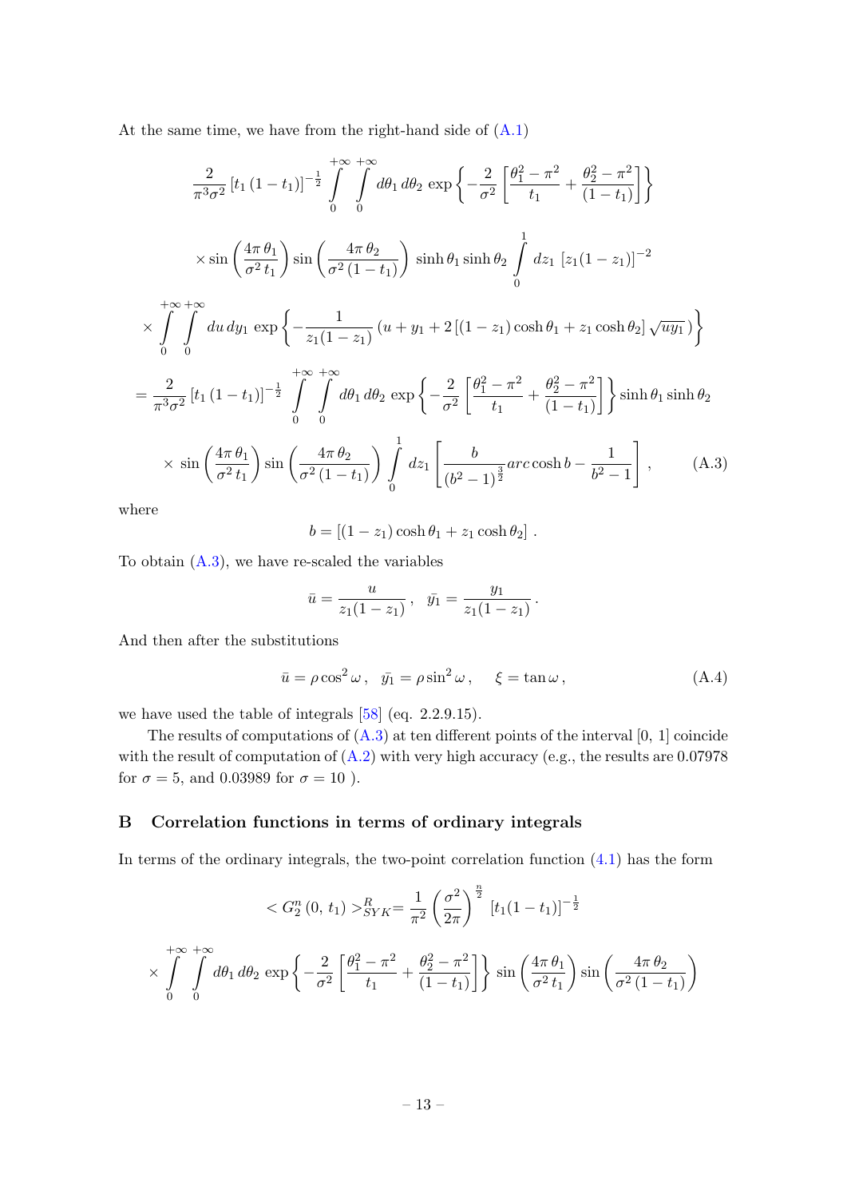At the same time, we have from the right-hand side of (A.1)

$$
\begin{aligned}
&\frac{2}{\pi^3\sigma^2}\left[t_1\,(1-t_1)\right]^{-\frac{1}{2}} \int\limits_0^{+\infty}\int\limits_0^{+\infty} d\theta_1\, d\theta_2\, \exp\left\{-\frac{2}{\sigma^2}\left[\frac{\theta_1^2-\pi^2}{t_1}+\frac{\theta_2^2-\pi^2}{(1-t_1)}\right]\right\} \\
&\times \sin\left(\frac{4\pi\,\theta_1}{\sigma^2\,t_1}\right)\sin\left(\frac{4\pi\,\theta_2}{\sigma^2\,(1-t_1)}\right)\,\sinh\theta_1\sinh\theta_2 \int\limits_0^1 dz_1\,\left[z_1(1-z_1)\right]^{-2} \\
&\times \int\limits_0^{+\infty}\int\limits_0^{+\infty} du\, dy_1\, \exp\left\{-\frac{1}{z_1(1-z_1)}\left(u+y_1+2\left[(1-z_1)\cosh\theta_1+z_1\cosh\theta_2\right]\sqrt{uy_1}\,\right)\right\} \\
&= \frac{2}{\pi^3\sigma^2}\left[t_1\,(1-t_1)\right]^{-\frac{1}{2}} \int\limits_0^{+\infty}\int\limits_0^{+\infty} d\theta_1\, d\theta_2\, \exp\left\{-\frac{2}{\sigma^2}\left[\frac{\theta_1^2-\pi^2}{t_1}+\frac{\theta_2^2-\pi^2}{(1-t_1)}\right]\right\}\sinh\theta_1\sinh\theta_2 \\
&\times\, \sin\left(\frac{4\pi\,\theta_1}{\sigma^2\,t_1}\right)\sin\left(\frac{4\pi\,\theta_2}{\sigma^2\,(1-t_1)}\right)\int\limits_0^1 dz_1\left[\frac{b}{(b^2-1)^{\frac{3}{2}}}arc\cosh b-\frac{1}{b^2-1}\right], \qquad \text{(A.3)}
\end{aligned}
$$

where

$$
b = \left[(1-z_1)\cosh\theta_1 + z_1\cosh\theta_2\right].
$$

To obtain (A.3), we have re-scaled the variables

$$
\bar{u} = \frac{u}{z_1(1-z_1)}\,, \quad \bar{y_1} = \frac{y_1}{z_1(1-z_1)}\,.
$$

And then after the substitutions

$$
\bar{u} = \rho\cos^2\omega\,, \quad \bar{y_1} = \rho\sin^2\omega\,, \qquad \xi = \tan\omega\,, \tag{A.4}
$$

we have used the table of integrals [58] (eq. 2.2.9.15).

The results of computations of (A.3) at ten different points of the interval [0, 1] coincide with the result of computation of (A.2) with very high accuracy (e.g., the results are 0.07978 for $\sigma = 5$, and 0.03989 for $\sigma = 10$ ).

## B Correlation functions in terms of ordinary integrals

In terms of the ordinary integrals, the two-point correlation function (4.1) has the form

$$
\begin{aligned}
&< G_2^n\,(0,\,t_1) >_{SYK}^R = \frac{1}{\pi^2}\left(\frac{\sigma^2}{2\pi}\right)^{\frac{n}{2}}\,\left[t_1(1-t_1)\right]^{-\frac{1}{2}} \\
&\times \int\limits_0^{+\infty}\int\limits_0^{+\infty} d\theta_1\, d\theta_2\, \exp\left\{-\frac{2}{\sigma^2}\left[\frac{\theta_1^2-\pi^2}{t_1}+\frac{\theta_2^2-\pi^2}{(1-t_1)}\right]\right\}\,\sin\left(\frac{4\pi\,\theta_1}{\sigma^2\,t_1}\right)\sin\left(\frac{4\pi\,\theta_2}{\sigma^2\,(1-t_1)}\right)
\end{aligned}
$$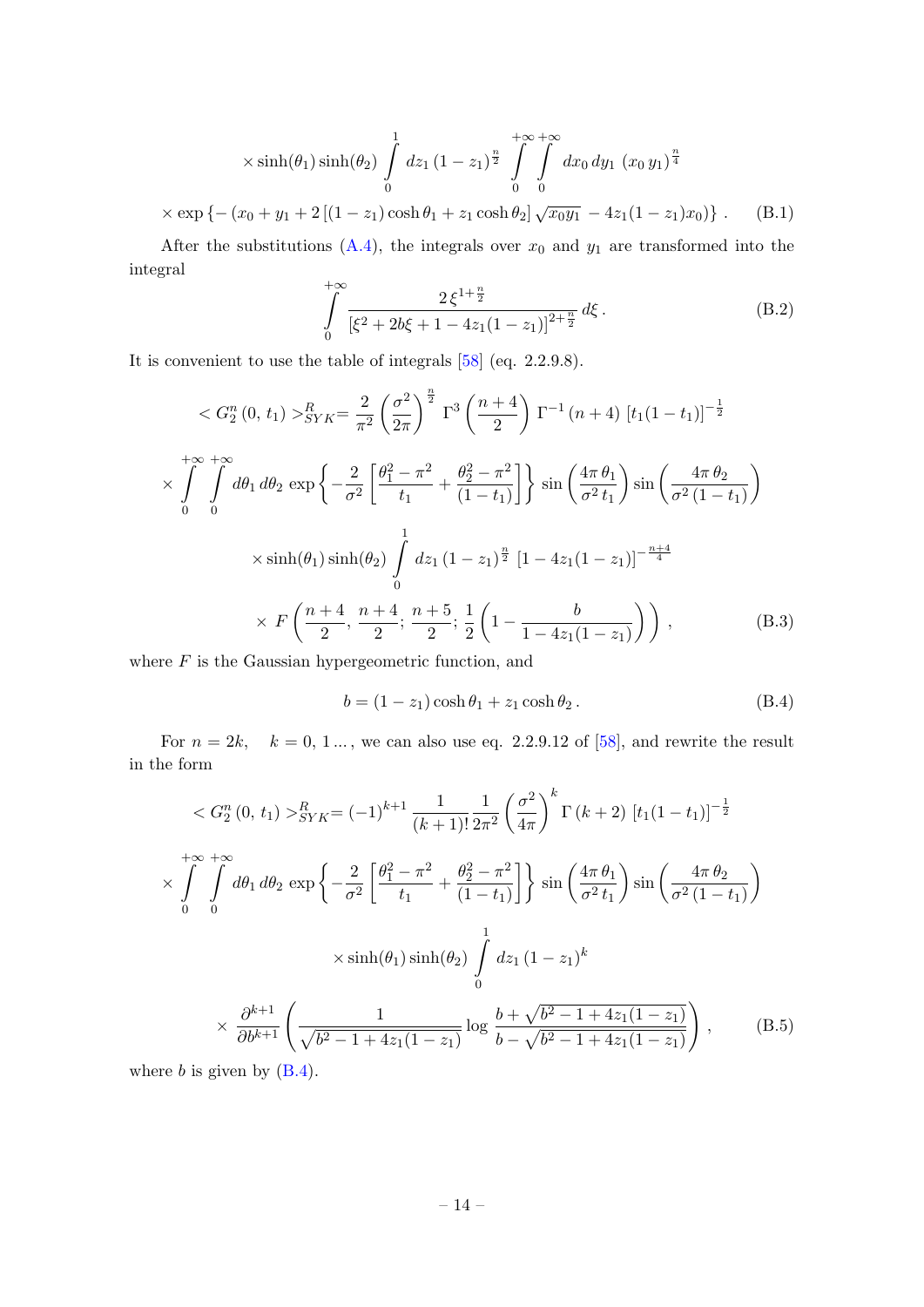$$
\times \sinh(\theta_1)\sinh(\theta_2) \int\limits_0^1 dz_1\,(1-z_1)^{\frac{n}{2}} \int\limits_0^{+\infty}\int\limits_0^{+\infty} dx_0\,dy_1\,(x_0\,y_1)^{\frac{n}{4}}
$$

$$
\times \exp\left\{-\left(x_0+y_1+2\left[(1-z_1)\cosh\theta_1+z_1\cosh\theta_2\right]\sqrt{x_0y_1}\,-4z_1(1-z_1)x_0\right)\right\}. \tag{B.1}
$$

After the substitutions (A.4), the integrals over $x_0$ and $y_1$ are transformed into the integral

$$
\int\limits_0^{+\infty} \frac{2\,\xi^{1+\frac{n}{2}}}{\left[\xi^2+2b\xi+1-4z_1(1-z_1)\right]^{2+\frac{n}{2}}}\,d\xi\,. \tag{B.2}
$$

It is convenient to use the table of integrals [58] (eq. 2.2.9.8).

$$
< G_2^n\,(0,\,t_1)>^R_{SYK}=\frac{2}{\pi^2}\left(\frac{\sigma^2}{2\pi}\right)^{\frac{n}{2}}\Gamma^3\left(\frac{n+4}{2}\right)\Gamma^{-1}\left(n+4\right)\left[t_1(1-t_1)\right]^{-\frac{1}{2}}
$$

$$
\times \int\limits_0^{+\infty}\int\limits_0^{+\infty} d\theta_1\,d\theta_2\,\exp\left\{-\frac{2}{\sigma^2}\left[\frac{\theta_1^2-\pi^2}{t_1}+\frac{\theta_2^2-\pi^2}{(1-t_1)}\right]\right\}\,\sin\left(\frac{4\pi\,\theta_1}{\sigma^2\,t_1}\right)\sin\left(\frac{4\pi\,\theta_2}{\sigma^2\,(1-t_1)}\right)
$$

$$
\times \sinh(\theta_1)\sinh(\theta_2)\int\limits_0^1 dz_1\,(1-z_1)^{\frac{n}{2}}\,\left[1-4z_1(1-z_1)\right]^{-\frac{n+4}{4}}
$$

$$
\times\; F\left(\frac{n+4}{2},\,\frac{n+4}{2};\,\frac{n+5}{2};\,\frac{1}{2}\left(1-\frac{b}{1-4z_1(1-z_1)}\right)\right)\,, \tag{B.3}
$$

where $F$ is the Gaussian hypergeometric function, and

$$
b=(1-z_1)\cosh\theta_1+z_1\cosh\theta_2\,. \tag{B.4}
$$

For $n=2k, \quad k=0,\,1\,...,$ we can also use eq. 2.2.9.12 of [58], and rewrite the result in the form

$$
< G_2^n\,(0,\,t_1)>^R_{SYK}=(-1)^{k+1}\,\frac{1}{(k+1)!}\,\frac{1}{2\pi^2}\left(\frac{\sigma^2}{4\pi}\right)^k\Gamma\left(k+2\right)\left[t_1(1-t_1)\right]^{-\frac{1}{2}}
$$

$$
\times \int\limits_0^{+\infty}\int\limits_0^{+\infty} d\theta_1\,d\theta_2\,\exp\left\{-\frac{2}{\sigma^2}\left[\frac{\theta_1^2-\pi^2}{t_1}+\frac{\theta_2^2-\pi^2}{(1-t_1)}\right]\right\}\,\sin\left(\frac{4\pi\,\theta_1}{\sigma^2\,t_1}\right)\sin\left(\frac{4\pi\,\theta_2}{\sigma^2\,(1-t_1)}\right)
$$

$$
\times \sinh(\theta_1)\sinh(\theta_2)\int\limits_0^1 dz_1\,(1-z_1)^k
$$

$$
\times\;\frac{\partial^{k+1}}{\partial b^{k+1}}\left(\frac{1}{\sqrt{b^2-1+4z_1(1-z_1)}}\log\frac{b+\sqrt{b^2-1+4z_1(1-z_1)}}{b-\sqrt{b^2-1+4z_1(1-z_1)}}\right)\,, \tag{B.5}
$$

where $b$ is given by (B.4).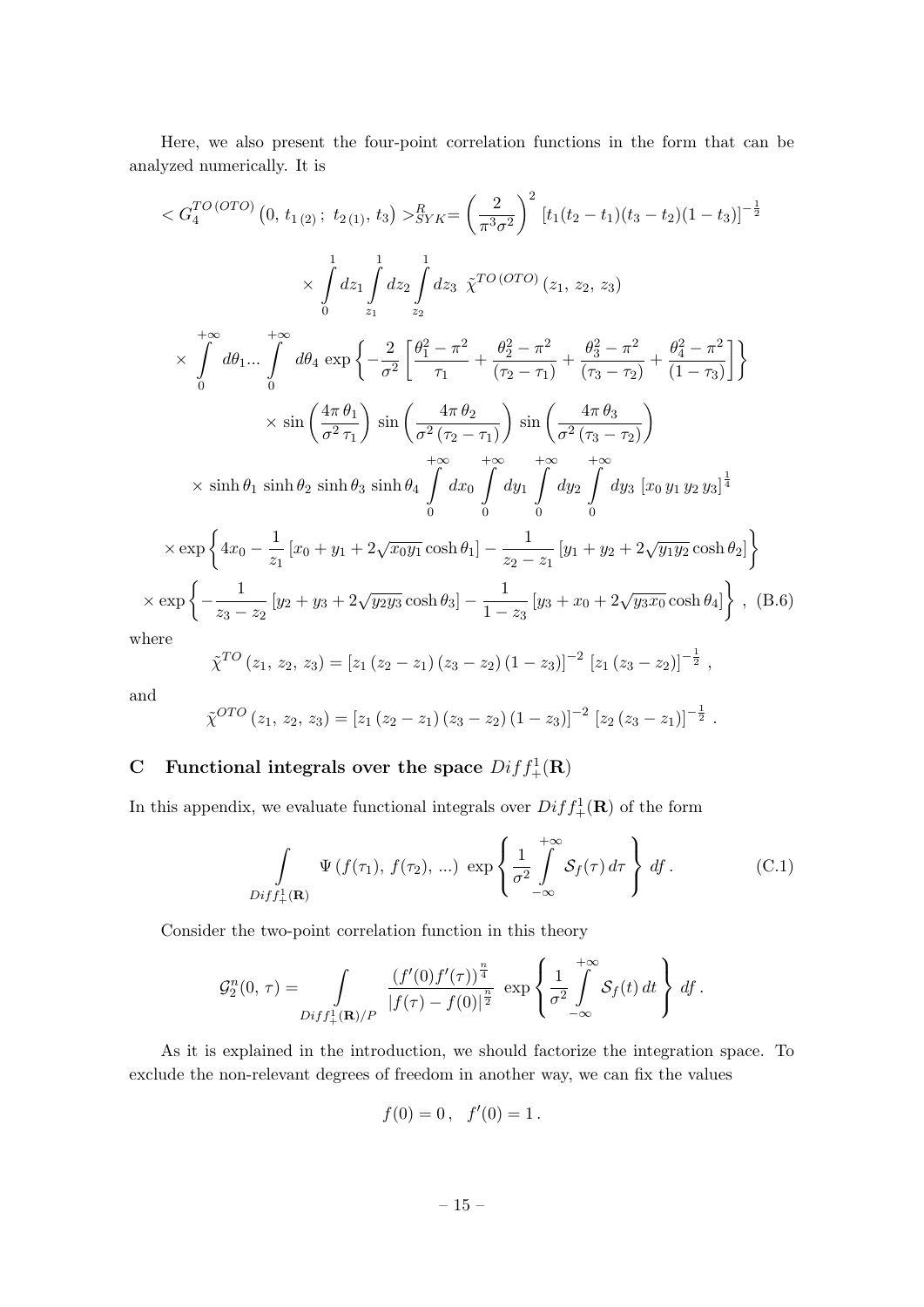Here, we also present the four-point correlation functions in the form that can be analyzed numerically. It is

$$
\begin{aligned}
< G_4^{TO\,(OTO)}\left(0,\, t_{1\,(2)}\,;\; t_{2\,(1)},\, t_3\right) >^R_{SYK} &= \left(\frac{2}{\pi^3\sigma^2}\right)^2\, \left[t_1(t_2-t_1)(t_3-t_2)(1-t_3)\right]^{-\frac{1}{2}} \\
&\times \int\limits_0^1 dz_1 \int\limits_{z_1}^1 dz_2 \int\limits_{z_2}^1 dz_3\;\; \tilde{\chi}^{TO\,(OTO)}\left(z_1,\, z_2,\, z_3\right) \\
\times \int\limits_0^{+\infty} d\theta_1 ... \int\limits_0^{+\infty} d\theta_4\, &\exp\left\{-\frac{2}{\sigma^2}\left[\frac{\theta_1^2-\pi^2}{\tau_1}+\frac{\theta_2^2-\pi^2}{(\tau_2-\tau_1)}+\frac{\theta_3^2-\pi^2}{(\tau_3-\tau_2)}+\frac{\theta_4^2-\pi^2}{(1-\tau_3)}\right]\right\} \\
&\times \sin\left(\frac{4\pi\,\theta_1}{\sigma^2\,\tau_1}\right)\,\sin\left(\frac{4\pi\,\theta_2}{\sigma^2\,(\tau_2-\tau_1)}\right)\,\sin\left(\frac{4\pi\,\theta_3}{\sigma^2\,(\tau_3-\tau_2)}\right) \\
&\times \sinh\theta_1\,\sinh\theta_2\,\sinh\theta_3\,\sinh\theta_4 \int\limits_0^{+\infty} dx_0 \int\limits_0^{+\infty} dy_1 \int\limits_0^{+\infty} dy_2 \int\limits_0^{+\infty} dy_3\; \left[x_0\, y_1\, y_2\, y_3\right]^{\frac{1}{4}} \\
\times \exp&\left\{4x_0 - \frac{1}{z_1}\left[x_0+y_1+2\sqrt{x_0y_1}\cosh\theta_1\right] - \frac{1}{z_2-z_1}\left[y_1+y_2+2\sqrt{y_1y_2}\cosh\theta_2\right]\right\} \\
\times \exp&\left\{-\frac{1}{z_3-z_2}\left[y_2+y_3+2\sqrt{y_2y_3}\cosh\theta_3\right] - \frac{1}{1-z_3}\left[y_3+x_0+2\sqrt{y_3x_0}\cosh\theta_4\right]\right\}\,, \quad \text{(B.6)}
\end{aligned}
$$

where

$$
\tilde{\chi}^{TO}\left(z_1,\, z_2,\, z_3\right) = \left[z_1\left(z_2-z_1\right)\left(z_3-z_2\right)\left(1-z_3\right)\right]^{-2}\,\left[z_1\left(z_3-z_2\right)\right]^{-\frac{1}{2}}\,,
$$

and

$$
\tilde{\chi}^{OTO}\left(z_1,\, z_2,\, z_3\right) = \left[z_1\left(z_2-z_1\right)\left(z_3-z_2\right)\left(1-z_3\right)\right]^{-2}\,\left[z_2\left(z_3-z_1\right)\right]^{-\frac{1}{2}}\,.
$$

## C Functional integrals over the space $Diff^1_+(\mathbf{R})$

In this appendix, we evaluate functional integrals over $Diff^1_+(\mathbf{R})$ of the form

$$
\int\limits_{Diff^1_+(\mathbf{R})} \Psi\left(f(\tau_1),\, f(\tau_2),\, ...\right)\, \exp\left\{\frac{1}{\sigma^2}\int\limits_{-\infty}^{+\infty}\mathcal{S}_f(\tau)\,d\tau\right\}\, df\,. \quad \text{(C.1)}
$$

Consider the two-point correlation function in this theory

$$
\mathcal{G}_2^n(0,\,\tau) = \int\limits_{Diff^1_+(\mathbf{R})/P} \frac{\left(f'(0)f'(\tau)\right)^{\frac{n}{4}}}{|f(\tau)-f(0)|^{\frac{n}{2}}}\, \exp\left\{\frac{1}{\sigma^2}\int\limits_{-\infty}^{+\infty}\mathcal{S}_f(t)\,dt\right\}\, df\,.
$$

As it is explained in the introduction, we should factorize the integration space. To exclude the non-relevant degrees of freedom in another way, we can fix the values

$$
f(0) = 0\,,\quad f'(0) = 1\,.
$$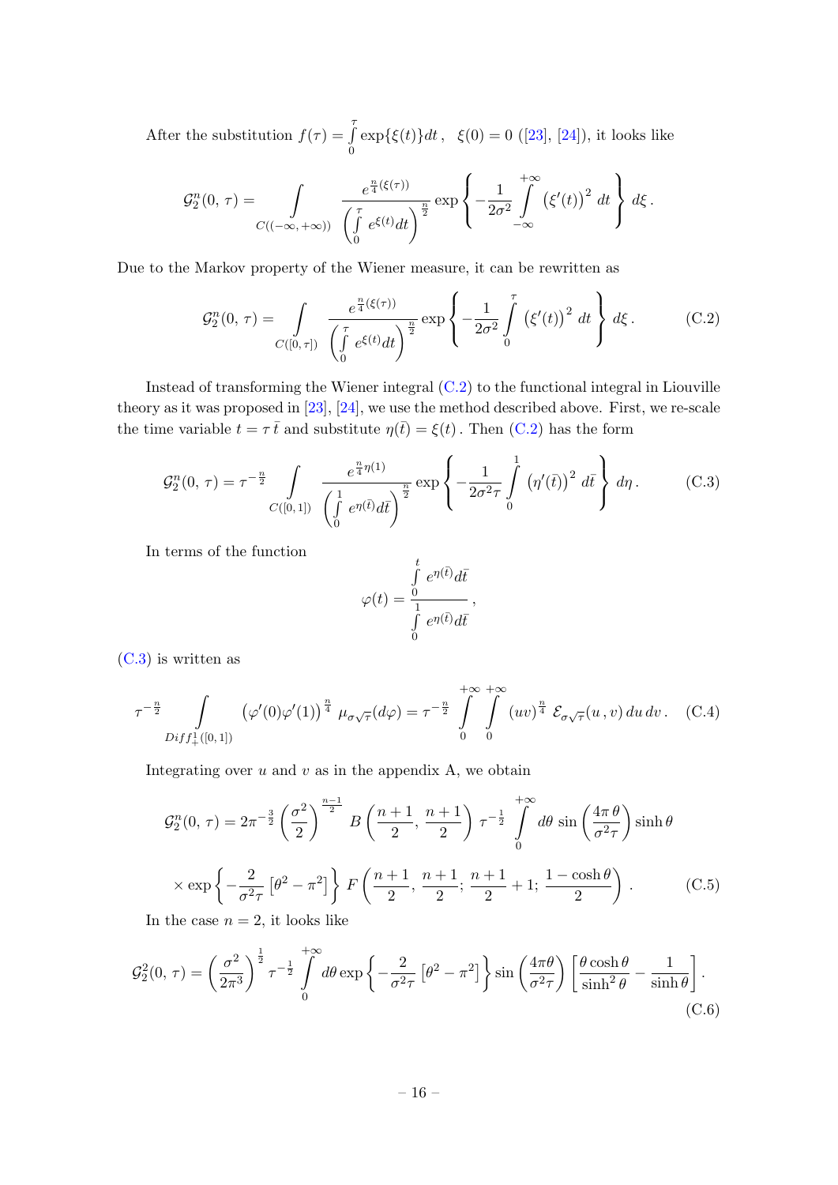After the substitution $f(\tau) = \int\limits_0^\tau \exp\{\xi(t)\}dt\,, \quad \xi(0) = 0$ ([23], [24]), it looks like

$$
\mathcal{G}_2^n(0,\,\tau) = \int\limits_{C((-\infty,+\infty))} \frac{e^{\frac{n}{4}(\xi(\tau))}}{\left(\int\limits_0^\tau e^{\xi(t)}dt\right)^{\frac{n}{2}}} \exp\left\{-\frac{1}{2\sigma^2}\int\limits_{-\infty}^{+\infty}\left(\xi'(t)\right)^2\,dt\right\}\,d\xi\,.
$$

Due to the Markov property of the Wiener measure, it can be rewritten as

$$
\mathcal{G}_2^n(0,\,\tau) = \int\limits_{C([0,\tau])} \frac{e^{\frac{n}{4}(\xi(\tau))}}{\left(\int\limits_0^\tau e^{\xi(t)}dt\right)^{\frac{n}{2}}} \exp\left\{-\frac{1}{2\sigma^2}\int\limits_0^\tau\left(\xi'(t)\right)^2\,dt\right\}\,d\xi\,. \tag{C.2}
$$

Instead of transforming the Wiener integral (C.2) to the functional integral in Liouville theory as it was proposed in [23], [24], we use the method described above. First, we re-scale the time variable $t = \tau\,\bar t$ and substitute $\eta(\bar t) = \xi(t)$. Then (C.2) has the form

$$
\mathcal{G}_2^n(0,\,\tau) = \tau^{-\frac{n}{2}} \int\limits_{C([0,1])} \frac{e^{\frac{n}{4}\eta(1)}}{\left(\int\limits_0^1 e^{\eta(\bar t)}d\bar t\right)^{\frac{n}{2}}} \exp\left\{-\frac{1}{2\sigma^2\tau}\int\limits_0^1\left(\eta'(\bar t)\right)^2\,d\bar t\right\}\,d\eta\,. \tag{C.3}
$$

In terms of the function

$$
\varphi(t) = \frac{\int\limits_0^t e^{\eta(\bar t)}d\bar t}{\int\limits_0^1 e^{\eta(\bar t)}d\bar t}\,,
$$

(C.3) is written as

$$
\tau^{-\frac{n}{2}} \int\limits_{Diff_+^1([0,1])} \left(\varphi'(0)\varphi'(1)\right)^{\frac{n}{4}}\,\mu_{\sigma\sqrt{\tau}}(d\varphi) = \tau^{-\frac{n}{2}}\int\limits_0^{+\infty}\int\limits_0^{+\infty}(uv)^{\frac{n}{4}}\,\mathcal{E}_{\sigma\sqrt{\tau}}(u\,,v)\,du\,dv\,. \tag{C.4}
$$

Integrating over $u$ and $v$ as in the appendix A, we obtain

$$
\mathcal{G}_2^n(0,\,\tau) = 2\pi^{-\frac{3}{2}}\left(\frac{\sigma^2}{2}\right)^{\frac{n-1}{2}} B\left(\frac{n+1}{2},\,\frac{n+1}{2}\right)\,\tau^{-\frac{1}{2}}\int\limits_0^{+\infty}d\theta\,\sin\left(\frac{4\pi\,\theta}{\sigma^2\tau}\right)\sinh\theta
$$

$$
\times\exp\left\{-\frac{2}{\sigma^2\tau}\left[\theta^2-\pi^2\right]\right\}\,F\left(\frac{n+1}{2},\,\frac{n+1}{2};\,\frac{n+1}{2}+1;\,\frac{1-\cosh\theta}{2}\right)\,. \tag{C.5}
$$

In the case $n = 2$, it looks like

$$
\mathcal{G}_2^2(0,\,\tau) = \left(\frac{\sigma^2}{2\pi^3}\right)^{\frac{1}{2}}\tau^{-\frac{1}{2}}\int\limits_0^{+\infty}d\theta\,\exp\left\{-\frac{2}{\sigma^2\tau}\left[\theta^2-\pi^2\right]\right\}\sin\left(\frac{4\pi\theta}{\sigma^2\tau}\right)\left[\frac{\theta\cosh\theta}{\sinh^2\theta}-\frac{1}{\sinh\theta}\right]\,. \tag{C.6}
$$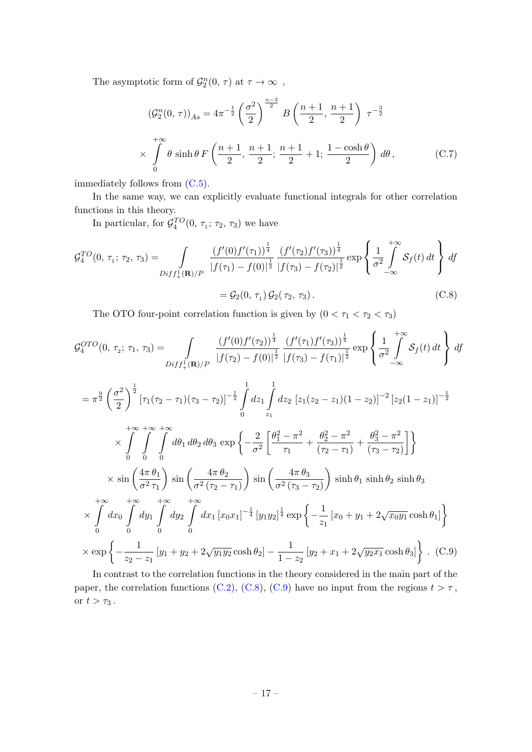The asymptotic form of $\mathcal{G}_2^n(0,\,\tau)$ at $\tau\to\infty$ ,

$$
\left(\mathcal{G}_2^n(0,\,\tau)\right)_{As} = 4\pi^{-\frac{1}{2}}\left(\frac{\sigma^2}{2}\right)^{\frac{n-3}{2}}\,B\left(\frac{n+1}{2},\,\frac{n+1}{2}\right)\,\tau^{-\frac{3}{2}}
$$

$$
\times\int\limits_0^{+\infty}\theta\,\sinh\theta\,F\left(\frac{n+1}{2},\,\frac{n+1}{2};\,\frac{n+1}{2}+1;\,\frac{1-\cosh\theta}{2}\right)d\theta\,, \tag{C.7}
$$

immediately follows from (C.5).

In the same way, we can explicitly evaluate functional integrals for other correlation functions in this theory.

In particular, for $\mathcal{G}_4^{TO}(0,\,\tau_1;\,\tau_2,\,\tau_3)$ we have

$$
\mathcal{G}_4^{TO}(0,\,\tau_1;\,\tau_2,\,\tau_3) = \int\limits_{Diff_+^1(\mathbf{R})/P}\frac{(f'(0)f'(\tau_1))^{\frac{1}{4}}}{|f(\tau_1)-f(0)|^{\frac{1}{2}}}\,\frac{(f'(\tau_2)f'(\tau_3))^{\frac{1}{4}}}{|f(\tau_3)-f(\tau_2)|^{\frac{1}{2}}}\exp\left\{\frac{1}{\sigma^2}\int\limits_{-\infty}^{+\infty}\mathcal{S}_f(t)\,dt\right\}df
$$

$$
= \mathcal{G}_2(0,\,\tau_1)\,\mathcal{G}_2(\,\tau_2,\,\tau_3)\,. \tag{C.8}
$$

The OTO four-point correlation function is given by $(0<\tau_1<\tau_2<\tau_3)$

$$
\mathcal{G}_4^{OTO}(0,\,\tau_2;\,\tau_1,\,\tau_3) = \int\limits_{Diff_+^1(\mathbf{R})/P}\frac{(f'(0)f'(\tau_2))^{\frac{1}{4}}}{|f(\tau_2)-f(0)|^{\frac{1}{2}}}\,\frac{(f'(\tau_1)f'(\tau_3))^{\frac{1}{4}}}{|f(\tau_3)-f(\tau_1)|^{\frac{1}{2}}}\exp\left\{\frac{1}{\sigma^2}\int\limits_{-\infty}^{+\infty}\mathcal{S}_f(t)\,dt\right\}df
$$

$$
= \pi^{\frac{9}{2}}\left(\frac{\sigma^2}{2}\right)^{\frac{1}{2}}\left[\tau_1(\tau_2-\tau_1)(\tau_3-\tau_2)\right]^{-\frac{1}{2}}\int\limits_0^1 dz_1\int\limits_{z_1}^1 dz_2\,\left[z_1(z_2-z_1)(1-z_2)\right]^{-2}\left[z_2(1-z_1)\right]^{-\frac{1}{2}}
$$

$$
\times\int\limits_0^{+\infty}\int\limits_0^{+\infty}\int\limits_0^{+\infty}d\theta_1\,d\theta_2\,d\theta_3\,\exp\left\{-\frac{2}{\sigma^2}\left[\frac{\theta_1^2-\pi^2}{\tau_1}+\frac{\theta_2^2-\pi^2}{(\tau_2-\tau_1)}+\frac{\theta_3^2-\pi^2}{(\tau_3-\tau_2)}\right]\right\}
$$

$$
\times\sin\left(\frac{4\pi\,\theta_1}{\sigma^2\,\tau_1}\right)\,\sin\left(\frac{4\pi\,\theta_2}{\sigma^2\,(\tau_2-\tau_1)}\right)\,\sin\left(\frac{4\pi\,\theta_3}{\sigma^2\,(\tau_3-\tau_2)}\right)\,\sinh\theta_1\,\sinh\theta_2\,\sinh\theta_3
$$

$$
\times\int\limits_0^{+\infty}dx_0\int\limits_0^{+\infty}dy_1\int\limits_0^{+\infty}dy_2\int\limits_0^{+\infty}dx_1\,[x_0x_1]^{-\frac{1}{4}}\,[y_1y_2]^{\frac{1}{4}}\exp\left\{-\frac{1}{z_1}\left[x_0+y_1+2\sqrt{x_0y_1}\cosh\theta_1\right]\right\}
$$

$$
\times\exp\left\{-\frac{1}{z_2-z_1}\left[y_1+y_2+2\sqrt{y_1y_2}\cosh\theta_2\right]-\frac{1}{1-z_2}\left[y_2+x_1+2\sqrt{y_2x_1}\cosh\theta_3\right]\right\}\,. \tag{C.9}
$$

In contrast to the correlation functions in the theory considered in the main part of the paper, the correlation functions (C.2), (C.8), (C.9) have no input from the regions $t>\tau$, or $t>\tau_3$.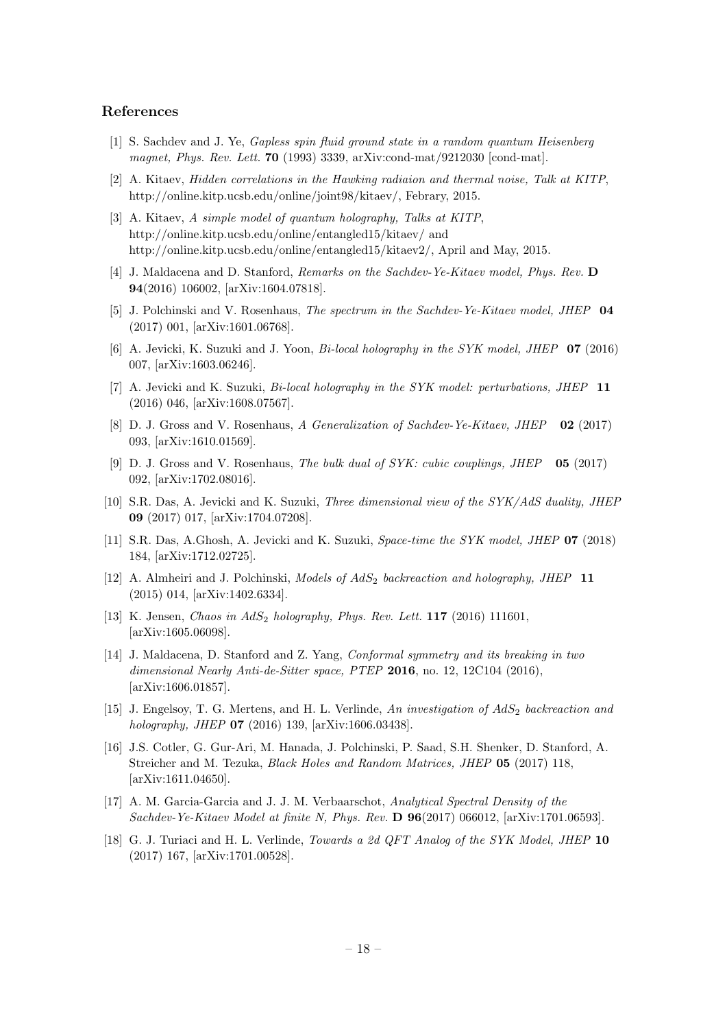## References

[1] S. Sachdev and J. Ye, *Gapless spin fluid ground state in a random quantum Heisenberg magnet, Phys. Rev. Lett.* **70** (1993) 3339, arXiv:cond-mat/9212030 [cond-mat].

[2] A. Kitaev, *Hidden correlations in the Hawking radiaion and thermal noise, Talk at KITP*, http://online.kitp.ucsb.edu/online/joint98/kitaev/, Febrary, 2015.

[3] A. Kitaev, *A simple model of quantum holography, Talks at KITP*, http://online.kitp.ucsb.edu/online/entangled15/kitaev/ and http://online.kitp.ucsb.edu/online/entangled15/kitaev2/, April and May, 2015.

[4] J. Maldacena and D. Stanford, *Remarks on the Sachdev-Ye-Kitaev model, Phys. Rev.* **D 94**(2016) 106002, [arXiv:1604.07818].

[5] J. Polchinski and V. Rosenhaus, *The spectrum in the Sachdev-Ye-Kitaev model, JHEP* **04** (2017) 001, [arXiv:1601.06768].

[6] A. Jevicki, K. Suzuki and J. Yoon, *Bi-local holography in the SYK model, JHEP* **07** (2016) 007, [arXiv:1603.06246].

[7] A. Jevicki and K. Suzuki, *Bi-local holography in the SYK model: perturbations, JHEP* **11** (2016) 046, [arXiv:1608.07567].

[8] D. J. Gross and V. Rosenhaus, *A Generalization of Sachdev-Ye-Kitaev, JHEP* **02** (2017) 093, [arXiv:1610.01569].

[9] D. J. Gross and V. Rosenhaus, *The bulk dual of SYK: cubic couplings, JHEP* **05** (2017) 092, [arXiv:1702.08016].

[10] S.R. Das, A. Jevicki and K. Suzuki, *Three dimensional view of the SYK/AdS duality, JHEP* **09** (2017) 017, [arXiv:1704.07208].

[11] S.R. Das, A.Ghosh, A. Jevicki and K. Suzuki, *Space-time the SYK model, JHEP* **07** (2018) 184, [arXiv:1712.02725].

[12] A. Almheiri and J. Polchinski, *Models of $AdS_2$ backreaction and holography, JHEP* **11** (2015) 014, [arXiv:1402.6334].

[13] K. Jensen, *Chaos in $AdS_2$ holography, Phys. Rev. Lett.* **117** (2016) 111601, [arXiv:1605.06098].

[14] J. Maldacena, D. Stanford and Z. Yang, *Conformal symmetry and its breaking in two dimensional Nearly Anti-de-Sitter space, PTEP* **2016**, no. 12, 12C104 (2016), [arXiv:1606.01857].

[15] J. Engelsoy, T. G. Mertens, and H. L. Verlinde, *An investigation of $AdS_2$ backreaction and holography, JHEP* **07** (2016) 139, [arXiv:1606.03438].

[16] J.S. Cotler, G. Gur-Ari, M. Hanada, J. Polchinski, P. Saad, S.H. Shenker, D. Stanford, A. Streicher and M. Tezuka, *Black Holes and Random Matrices, JHEP* **05** (2017) 118, [arXiv:1611.04650].

[17] A. M. Garcia-Garcia and J. J. M. Verbaarschot, *Analytical Spectral Density of the Sachdev-Ye-Kitaev Model at finite N, Phys. Rev.* **D 96**(2017) 066012, [arXiv:1701.06593].

[18] G. J. Turiaci and H. L. Verlinde, *Towards a 2d QFT Analog of the SYK Model, JHEP* **10** (2017) 167, [arXiv:1701.00528].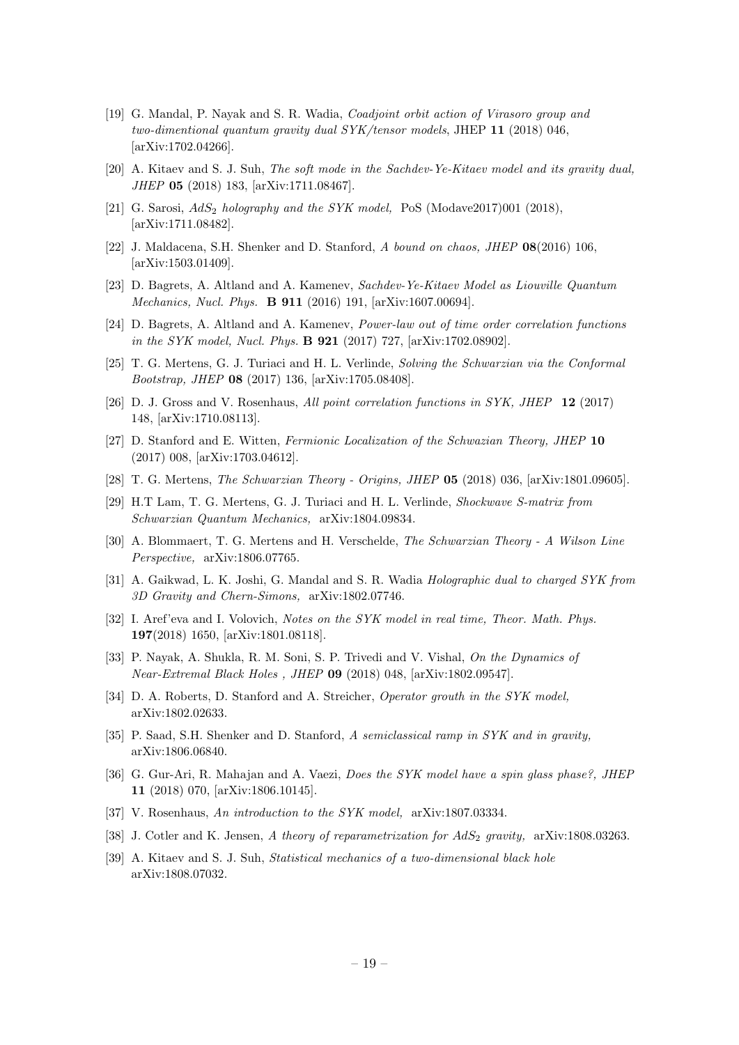[19] G. Mandal, P. Nayak and S. R. Wadia, *Coadjoint orbit action of Virasoro group and two-dimentional quantum gravity dual SYK/tensor models*, JHEP **11** (2018) 046, [arXiv:1702.04266].

[20] A. Kitaev and S. J. Suh, *The soft mode in the Sachdev-Ye-Kitaev model and its gravity dual, JHEP* **05** (2018) 183, [arXiv:1711.08467].

[21] G. Sarosi, *$AdS_2$ holography and the SYK model,* PoS (Modave2017)001 (2018), [arXiv:1711.08482].

[22] J. Maldacena, S.H. Shenker and D. Stanford, *A bound on chaos, JHEP* **08**(2016) 106, [arXiv:1503.01409].

[23] D. Bagrets, A. Altland and A. Kamenev, *Sachdev-Ye-Kitaev Model as Liouville Quantum Mechanics, Nucl. Phys.* **B 911** (2016) 191, [arXiv:1607.00694].

[24] D. Bagrets, A. Altland and A. Kamenev, *Power-law out of time order correlation functions in the SYK model, Nucl. Phys.* **B 921** (2017) 727, [arXiv:1702.08902].

[25] T. G. Mertens, G. J. Turiaci and H. L. Verlinde, *Solving the Schwarzian via the Conformal Bootstrap, JHEP* **08** (2017) 136, [arXiv:1705.08408].

[26] D. J. Gross and V. Rosenhaus, *All point correlation functions in SYK, JHEP* **12** (2017) 148, [arXiv:1710.08113].

[27] D. Stanford and E. Witten, *Fermionic Localization of the Schwazian Theory, JHEP* **10** (2017) 008, [arXiv:1703.04612].

[28] T. G. Mertens, *The Schwarzian Theory - Origins, JHEP* **05** (2018) 036, [arXiv:1801.09605].

[29] H.T Lam, T. G. Mertens, G. J. Turiaci and H. L. Verlinde, *Shockwave S-matrix from Schwarzian Quantum Mechanics,* arXiv:1804.09834.

[30] A. Blommaert, T. G. Mertens and H. Verschelde, *The Schwarzian Theory - A Wilson Line Perspective,* arXiv:1806.07765.

[31] A. Gaikwad, L. K. Joshi, G. Mandal and S. R. Wadia *Holographic dual to charged SYK from 3D Gravity and Chern-Simons,* arXiv:1802.07746.

[32] I. Aref'eva and I. Volovich, *Notes on the SYK model in real time, Theor. Math. Phys.* **197**(2018) 1650, [arXiv:1801.08118].

[33] P. Nayak, A. Shukla, R. M. Soni, S. P. Trivedi and V. Vishal, *On the Dynamics of Near-Extremal Black Holes , JHEP* **09** (2018) 048, [arXiv:1802.09547].

[34] D. A. Roberts, D. Stanford and A. Streicher, *Operator grouth in the SYK model,* arXiv:1802.02633.

[35] P. Saad, S.H. Shenker and D. Stanford, *A semiclassical ramp in SYK and in gravity,* arXiv:1806.06840.

[36] G. Gur-Ari, R. Mahajan and A. Vaezi, *Does the SYK model have a spin glass phase?, JHEP* **11** (2018) 070, [arXiv:1806.10145].

[37] V. Rosenhaus, *An introduction to the SYK model,* arXiv:1807.03334.

[38] J. Cotler and K. Jensen, *A theory of reparametrization for $AdS_2$ gravity,* arXiv:1808.03263.

[39] A. Kitaev and S. J. Suh, *Statistical mechanics of a two-dimensional black hole* arXiv:1808.07032.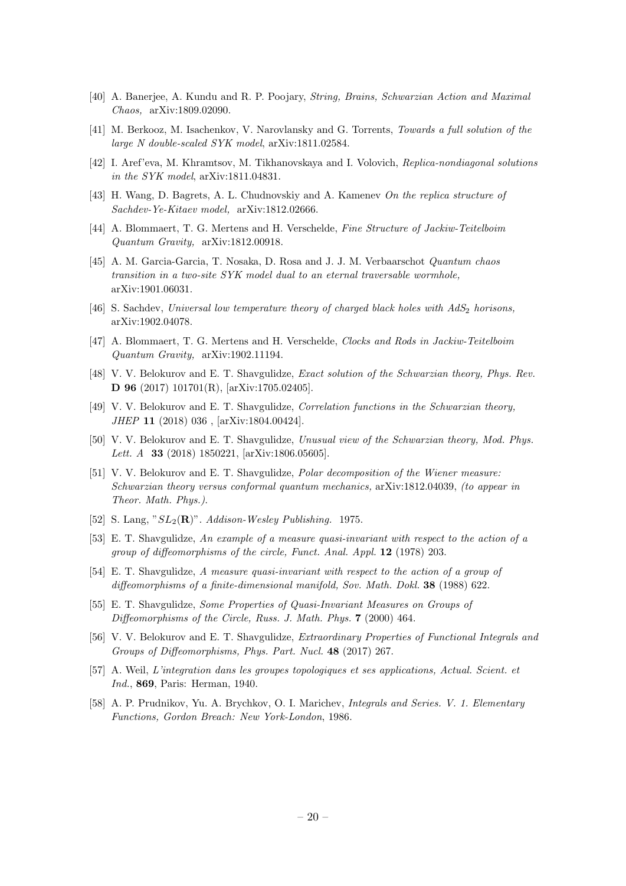[40] A. Banerjee, A. Kundu and R. P. Poojary, *String, Brains, Schwarzian Action and Maximal Chaos,* arXiv:1809.02090.

[41] M. Berkooz, M. Isachenkov, V. Narovlansky and G. Torrents, *Towards a full solution of the large N double-scaled SYK model*, arXiv:1811.02584.

[42] I. Aref'eva, M. Khramtsov, M. Tikhanovskaya and I. Volovich, *Replica-nondiagonal solutions in the SYK model*, arXiv:1811.04831.

[43] H. Wang, D. Bagrets, A. L. Chudnovskiy and A. Kamenev *On the replica structure of Sachdev-Ye-Kitaev model,* arXiv:1812.02666.

[44] A. Blommaert, T. G. Mertens and H. Verschelde, *Fine Structure of Jackiw-Teitelboim Quantum Gravity,* arXiv:1812.00918.

[45] A. M. Garcia-Garcia, T. Nosaka, D. Rosa and J. J. M. Verbaarschot *Quantum chaos transition in a two-site SYK model dual to an eternal traversable wormhole,* arXiv:1901.06031.

[46] S. Sachdev, *Universal low temperature theory of charged black holes with $AdS_2$ horisons,* arXiv:1902.04078.

[47] A. Blommaert, T. G. Mertens and H. Verschelde, *Clocks and Rods in Jackiw-Teitelboim Quantum Gravity,* arXiv:1902.11194.

[48] V. V. Belokurov and E. T. Shavgulidze, *Exact solution of the Schwarzian theory, Phys. Rev.* **D 96** (2017) 101701(R), [arXiv:1705.02405].

[49] V. V. Belokurov and E. T. Shavgulidze, *Correlation functions in the Schwarzian theory, JHEP* **11** (2018) 036 , [arXiv:1804.00424].

[50] V. V. Belokurov and E. T. Shavgulidze, *Unusual view of the Schwarzian theory, Mod. Phys. Lett. A* **33** (2018) 1850221, [arXiv:1806.05605].

[51] V. V. Belokurov and E. T. Shavgulidze, *Polar decomposition of the Wiener measure: Schwarzian theory versus conformal quantum mechanics,* arXiv:1812.04039, *(to appear in Theor. Math. Phys.).*

[52] S. Lang, "$SL_2(\mathbf{R})$". *Addison-Wesley Publishing.* 1975.

[53] E. T. Shavgulidze, *An example of a measure quasi-invariant with respect to the action of a group of diffeomorphisms of the circle, Funct. Anal. Appl.* **12** (1978) 203.

[54] E. T. Shavgulidze, *A measure quasi-invariant with respect to the action of a group of diffeomorphisms of a finite-dimensional manifold, Sov. Math. Dokl.* **38** (1988) 622.

[55] E. T. Shavgulidze, *Some Properties of Quasi-Invariant Measures on Groups of Diffeomorphisms of the Circle, Russ. J. Math. Phys.* **7** (2000) 464.

[56] V. V. Belokurov and E. T. Shavgulidze, *Extraordinary Properties of Functional Integrals and Groups of Diffeomorphisms, Phys. Part. Nucl.* **48** (2017) 267.

[57] A. Weil, *L'integration dans les groupes topologiques et ses applications, Actual. Scient. et Ind.*, **869**, Paris: Herman, 1940.

[58] A. P. Prudnikov, Yu. A. Brychkov, O. I. Marichev, *Integrals and Series. V. 1. Elementary Functions, Gordon Breach: New York-London*, 1986.